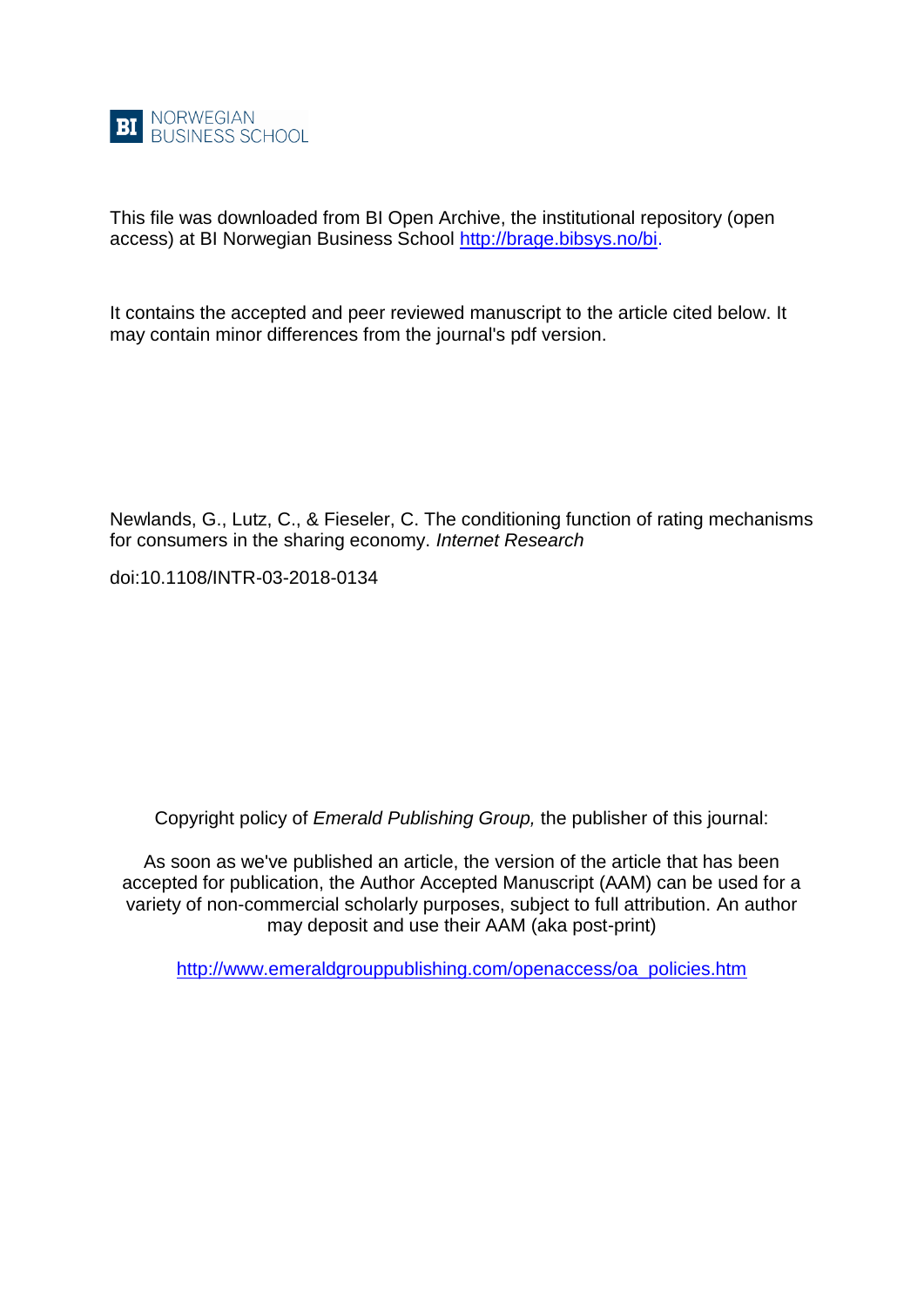BI NORWEGIAN BUSINESS SCHOOL

This file was downloaded from BI Open Archive, the institutional repository (open access) at BI Norwegian Business School http://brage.bibsys.no/bi.

It contains the accepted and peer reviewed manuscript to the article cited below. It may contain minor differences from the journal's pdf version.

Newlands, G., Lutz, C., & Fieseler, C. The conditioning function of rating mechanisms for consumers in the sharing economy. *Internet Research*

doi:10.1108/INTR-03-2018-0134

Copyright policy of *Emerald Publishing Group,* the publisher of this journal:

As soon as we've published an article, the version of the article that has been accepted for publication, the Author Accepted Manuscript (AAM) can be used for a variety of non-commercial scholarly purposes, subject to full attribution. An author may deposit and use their AAM (aka post-print)

http://www.emeraldgrouppublishing.com/openaccess/oa_policies.htm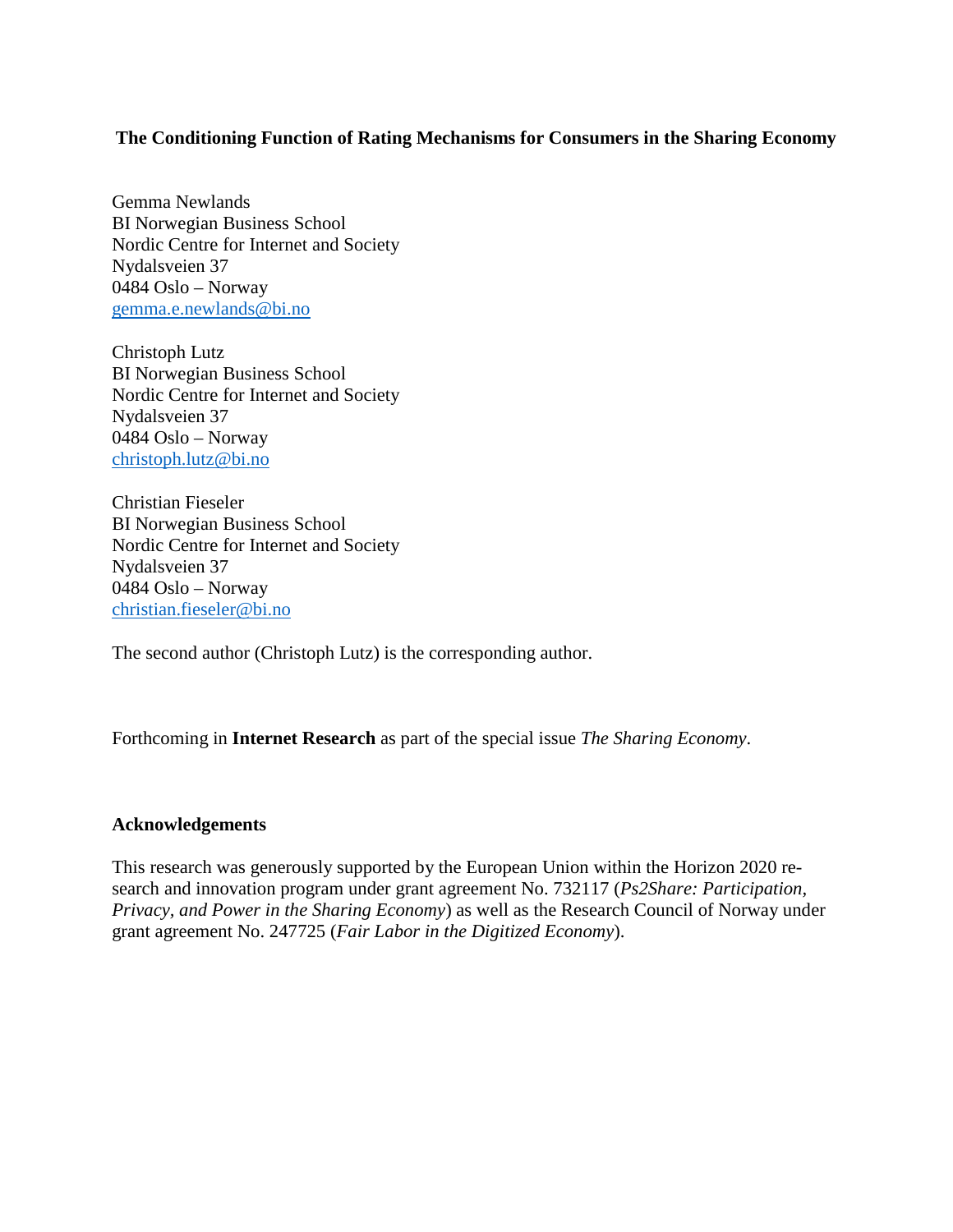**The Conditioning Function of Rating Mechanisms for Consumers in the Sharing Economy**

Gemma Newlands
BI Norwegian Business School
Nordic Centre for Internet and Society
Nydalsveien 37
0484 Oslo – Norway
gemma.e.newlands@bi.no

Christoph Lutz
BI Norwegian Business School
Nordic Centre for Internet and Society
Nydalsveien 37
0484 Oslo – Norway
christoph.lutz@bi.no

Christian Fieseler
BI Norwegian Business School
Nordic Centre for Internet and Society
Nydalsveien 37
0484 Oslo – Norway
christian.fieseler@bi.no

The second author (Christoph Lutz) is the corresponding author.

Forthcoming in **Internet Research** as part of the special issue *The Sharing Economy*.

**Acknowledgements**

This research was generously supported by the European Union within the Horizon 2020 research and innovation program under grant agreement No. 732117 (*Ps2Share: Participation, Privacy, and Power in the Sharing Economy*) as well as the Research Council of Norway under grant agreement No. 247725 (*Fair Labor in the Digitized Economy*).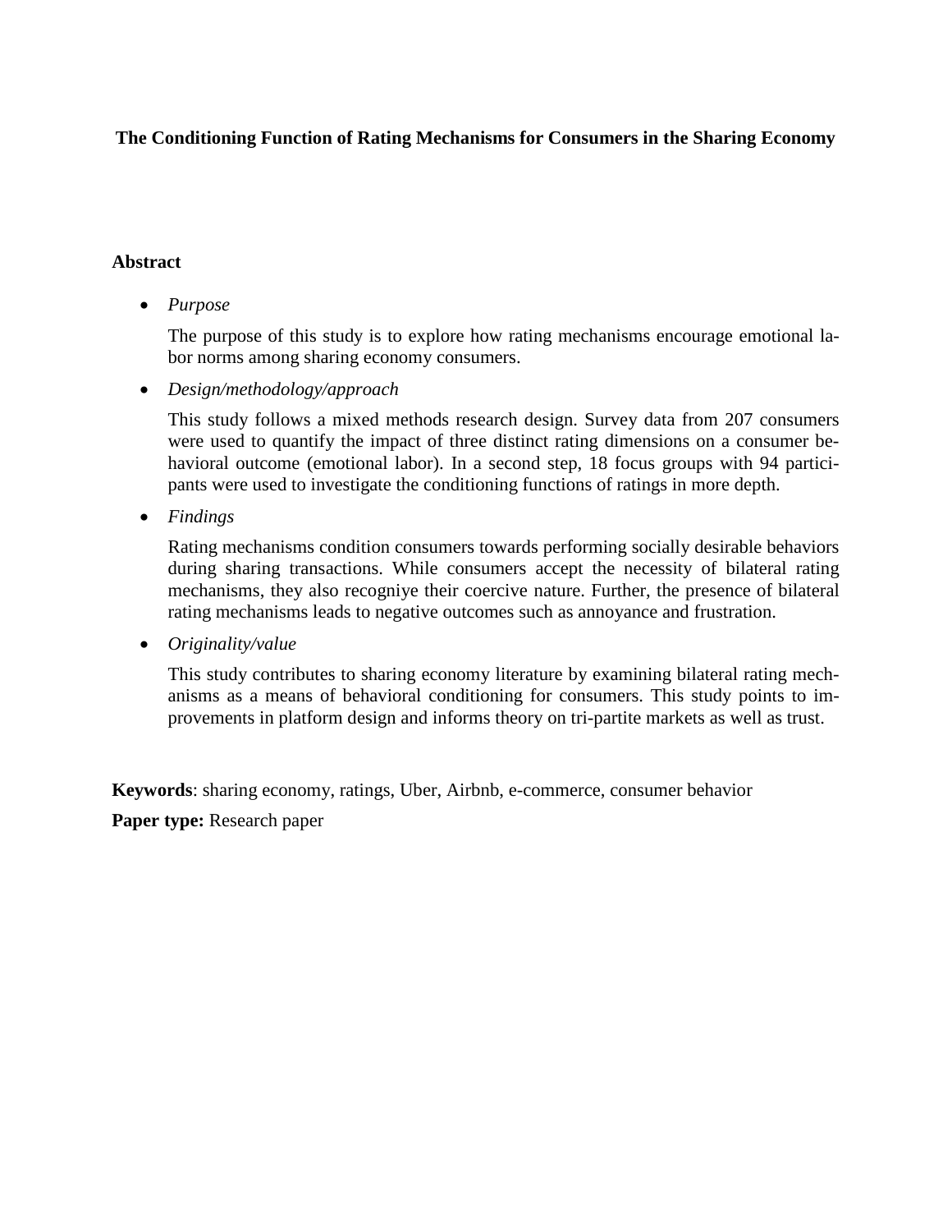**The Conditioning Function of Rating Mechanisms for Consumers in the Sharing Economy**

**Abstract**

- *Purpose*

  The purpose of this study is to explore how rating mechanisms encourage emotional labor norms among sharing economy consumers.

- *Design/methodology/approach*

  This study follows a mixed methods research design. Survey data from 207 consumers were used to quantify the impact of three distinct rating dimensions on a consumer behavioral outcome (emotional labor). In a second step, 18 focus groups with 94 participants were used to investigate the conditioning functions of ratings in more depth.

- *Findings*

  Rating mechanisms condition consumers towards performing socially desirable behaviors during sharing transactions. While consumers accept the necessity of bilateral rating mechanisms, they also recogniye their coercive nature. Further, the presence of bilateral rating mechanisms leads to negative outcomes such as annoyance and frustration.

- *Originality/value*

  This study contributes to sharing economy literature by examining bilateral rating mechanisms as a means of behavioral conditioning for consumers. This study points to improvements in platform design and informs theory on tri-partite markets as well as trust.

**Keywords**: sharing economy, ratings, Uber, Airbnb, e-commerce, consumer behavior

**Paper type:** Research paper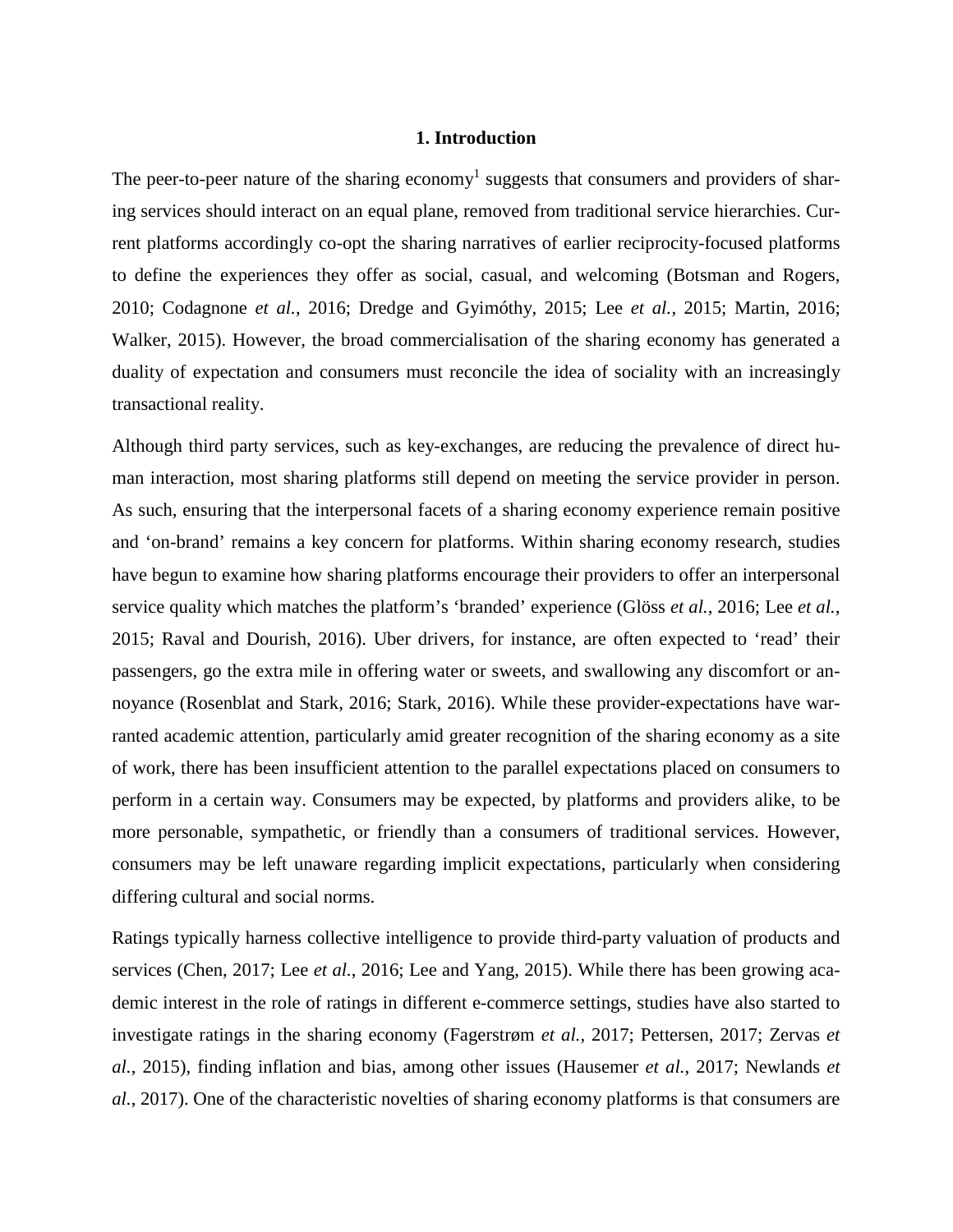## 1. Introduction

The peer-to-peer nature of the sharing economy[1] suggests that consumers and providers of sharing services should interact on an equal plane, removed from traditional service hierarchies. Current platforms accordingly co-opt the sharing narratives of earlier reciprocity-focused platforms to define the experiences they offer as social, casual, and welcoming (Botsman and Rogers, 2010; Codagnone *et al.*, 2016; Dredge and Gyimóthy, 2015; Lee *et al.*, 2015; Martin, 2016; Walker, 2015). However, the broad commercialisation of the sharing economy has generated a duality of expectation and consumers must reconcile the idea of sociality with an increasingly transactional reality.

Although third party services, such as key-exchanges, are reducing the prevalence of direct human interaction, most sharing platforms still depend on meeting the service provider in person. As such, ensuring that the interpersonal facets of a sharing economy experience remain positive and 'on-brand' remains a key concern for platforms. Within sharing economy research, studies have begun to examine how sharing platforms encourage their providers to offer an interpersonal service quality which matches the platform's 'branded' experience (Glöss *et al.*, 2016; Lee *et al.*, 2015; Raval and Dourish, 2016). Uber drivers, for instance, are often expected to 'read' their passengers, go the extra mile in offering water or sweets, and swallowing any discomfort or annoyance (Rosenblat and Stark, 2016; Stark, 2016). While these provider-expectations have warranted academic attention, particularly amid greater recognition of the sharing economy as a site of work, there has been insufficient attention to the parallel expectations placed on consumers to perform in a certain way. Consumers may be expected, by platforms and providers alike, to be more personable, sympathetic, or friendly than a consumers of traditional services. However, consumers may be left unaware regarding implicit expectations, particularly when considering differing cultural and social norms.

Ratings typically harness collective intelligence to provide third-party valuation of products and services (Chen, 2017; Lee *et al.*, 2016; Lee and Yang, 2015). While there has been growing academic interest in the role of ratings in different e-commerce settings, studies have also started to investigate ratings in the sharing economy (Fagerstrøm *et al.*, 2017; Pettersen, 2017; Zervas *et al.*, 2015), finding inflation and bias, among other issues (Hausemer *et al.*, 2017; Newlands *et al.*, 2017). One of the characteristic novelties of sharing economy platforms is that consumers are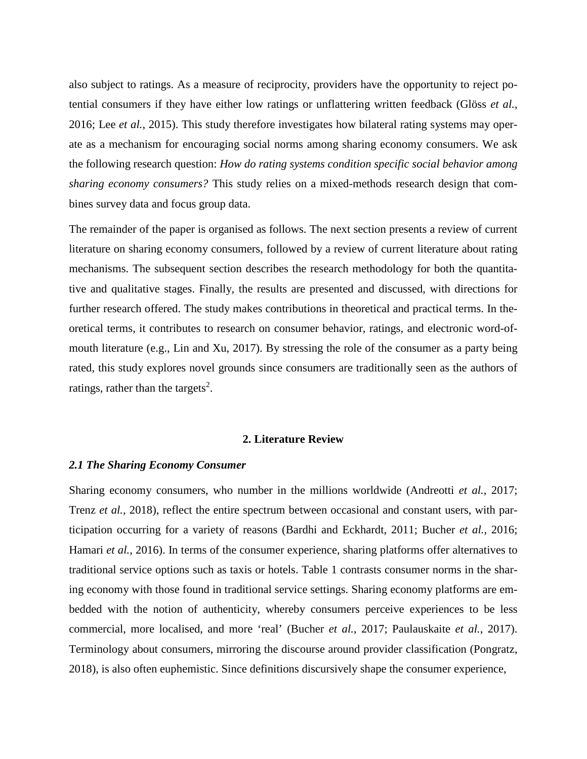also subject to ratings. As a measure of reciprocity, providers have the opportunity to reject potential consumers if they have either low ratings or unflattering written feedback (Glöss *et al.*, 2016; Lee *et al.*, 2015). This study therefore investigates how bilateral rating systems may operate as a mechanism for encouraging social norms among sharing economy consumers. We ask the following research question: *How do rating systems condition specific social behavior among sharing economy consumers?* This study relies on a mixed-methods research design that combines survey data and focus group data.

The remainder of the paper is organised as follows. The next section presents a review of current literature on sharing economy consumers, followed by a review of current literature about rating mechanisms. The subsequent section describes the research methodology for both the quantitative and qualitative stages. Finally, the results are presented and discussed, with directions for further research offered. The study makes contributions in theoretical and practical terms. In theoretical terms, it contributes to research on consumer behavior, ratings, and electronic word-of-mouth literature (e.g., Lin and Xu, 2017). By stressing the role of the consumer as a party being rated, this study explores novel grounds since consumers are traditionally seen as the authors of ratings, rather than the targets[2].

## 2. Literature Review

### *2.1 The Sharing Economy Consumer*

Sharing economy consumers, who number in the millions worldwide (Andreotti *et al.*, 2017; Trenz *et al.,* 2018), reflect the entire spectrum between occasional and constant users, with participation occurring for a variety of reasons (Bardhi and Eckhardt, 2011; Bucher *et al.*, 2016; Hamari *et al.*, 2016). In terms of the consumer experience, sharing platforms offer alternatives to traditional service options such as taxis or hotels. Table 1 contrasts consumer norms in the sharing economy with those found in traditional service settings. Sharing economy platforms are embedded with the notion of authenticity, whereby consumers perceive experiences to be less commercial, more localised, and more 'real' (Bucher *et al.*, 2017; Paulauskaite *et al.*, 2017). Terminology about consumers, mirroring the discourse around provider classification (Pongratz, 2018), is also often euphemistic. Since definitions discursively shape the consumer experience,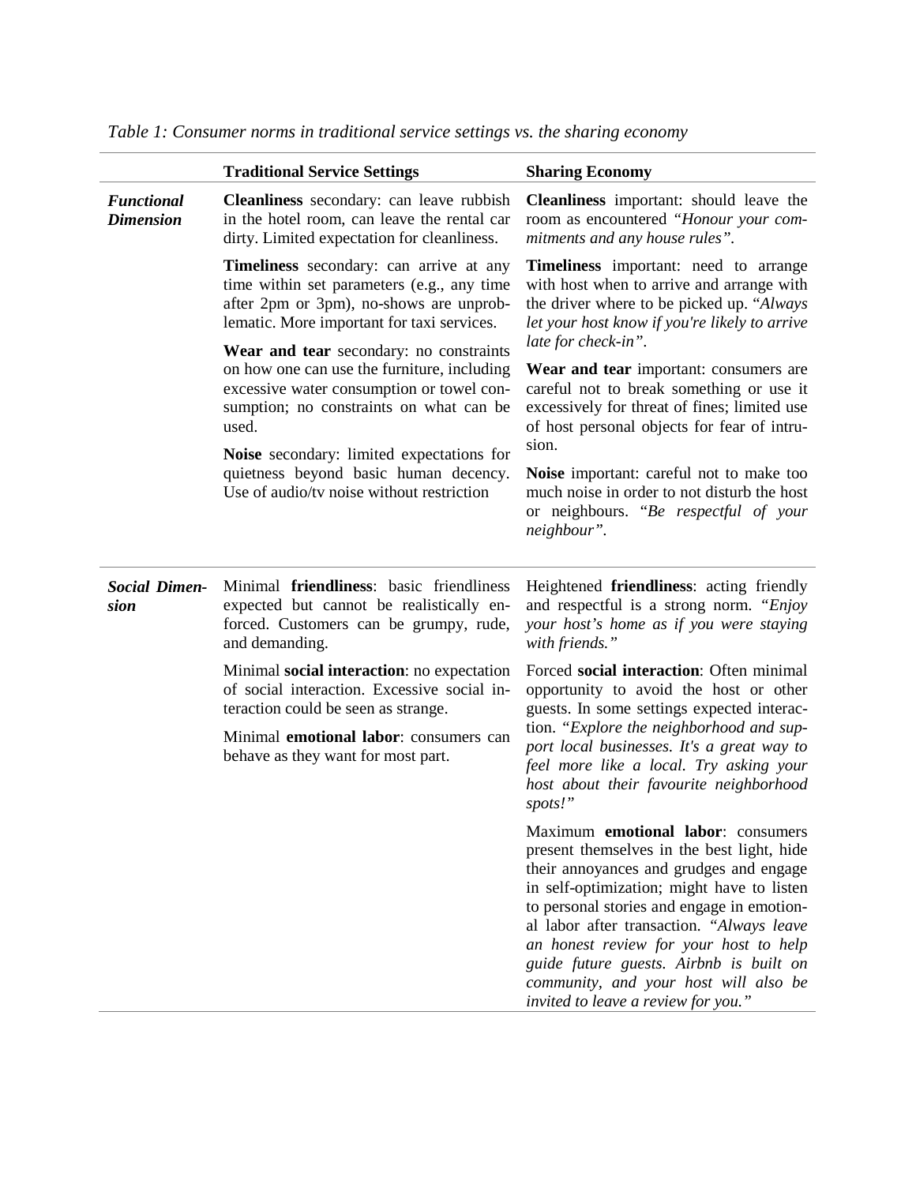*Table 1: Consumer norms in traditional service settings vs. the sharing economy*

| | **Traditional Service Settings** | **Sharing Economy** |
|---|---|---|
| ***Functional Dimension*** | **Cleanliness** secondary: can leave rubbish in the hotel room, can leave the rental car dirty. Limited expectation for cleanliness. | **Cleanliness** important: should leave the room as encountered *"Honour your commitments and any house rules"*. |
| | **Timeliness** secondary: can arrive at any time within set parameters (e.g., any time after 2pm or 3pm), no-shows are unproblematic. More important for taxi services. | **Timeliness** important: need to arrange with host when to arrive and arrange with the driver where to be picked up. *"Always let your host know if you're likely to arrive late for check-in"*. |
| | **Wear and tear** secondary: no constraints on how one can use the furniture, including excessive water consumption or towel consumption; no constraints on what can be used. | **Wear and tear** important: consumers are careful not to break something or use it excessively for threat of fines; limited use of host personal objects for fear of intrusion. |
| | **Noise** secondary: limited expectations for quietness beyond basic human decency. Use of audio/tv noise without restriction | **Noise** important: careful not to make too much noise in order to not disturb the host or neighbours. *"Be respectful of your neighbour"*. |
| ***Social Dimension*** | Minimal **friendliness**: basic friendliness expected but cannot be realistically enforced. Customers can be grumpy, rude, and demanding. | Heightened **friendliness**: acting friendly and respectful is a strong norm. *"Enjoy your host's home as if you were staying with friends."* |
| | Minimal **social interaction**: no expectation of social interaction. Excessive social interaction could be seen as strange. | Forced **social interaction**: Often minimal opportunity to avoid the host or other guests. In some settings expected interaction. *"Explore the neighborhood and support local businesses. It's a great way to feel more like a local. Try asking your host about their favourite neighborhood spots!"* |
| | Minimal **emotional labor**: consumers can behave as they want for most part. | Maximum **emotional labor**: consumers present themselves in the best light, hide their annoyances and grudges and engage in self-optimization; might have to listen to personal stories and engage in emotional labor after transaction. *"Always leave an honest review for your host to help guide future guests. Airbnb is built on community, and your host will also be invited to leave a review for you."* |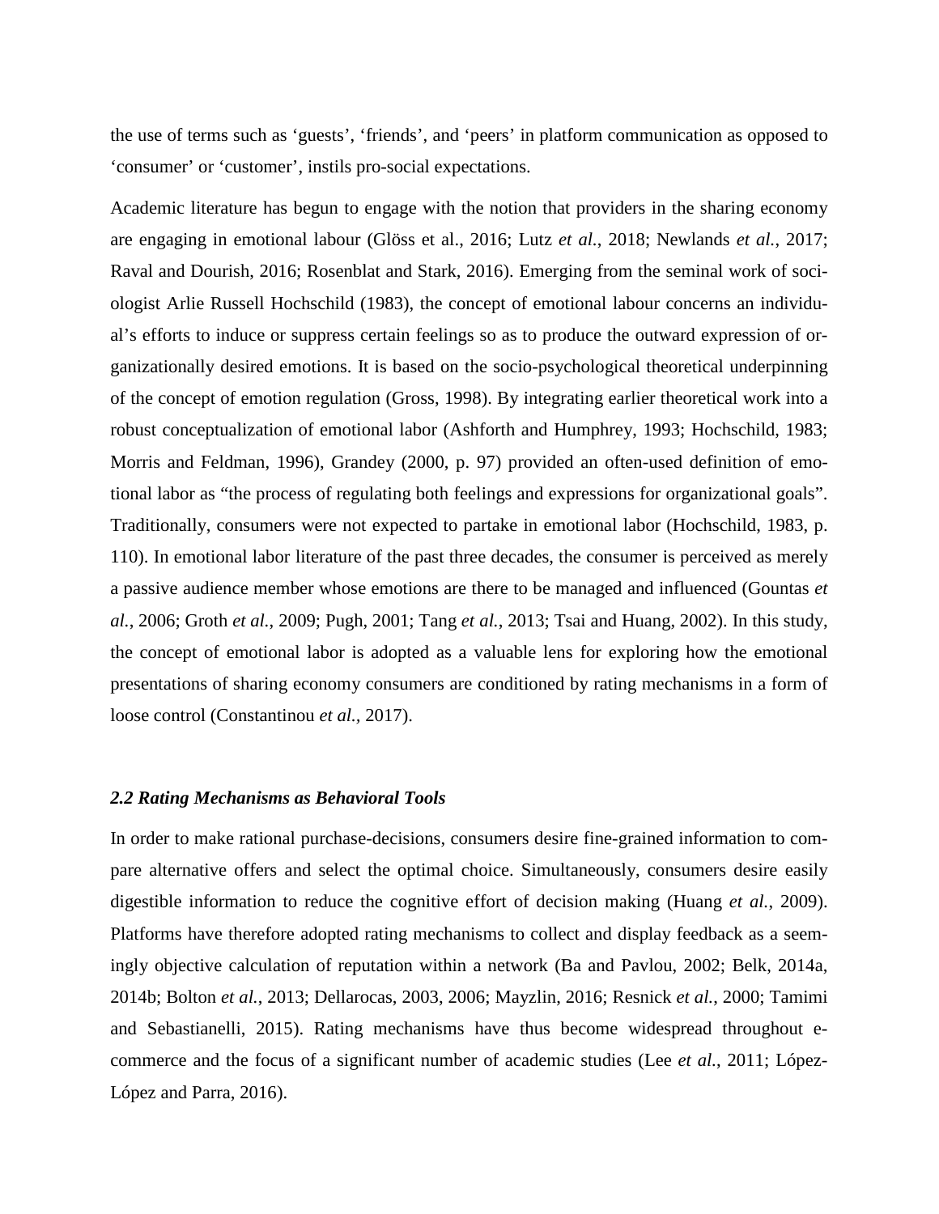the use of terms such as ‘guests’, ‘friends’, and ‘peers’ in platform communication as opposed to ‘consumer’ or ‘customer’, instils pro-social expectations.

Academic literature has begun to engage with the notion that providers in the sharing economy are engaging in emotional labour (Glöss et al., 2016; Lutz *et al.*, 2018; Newlands *et al.*, 2017; Raval and Dourish, 2016; Rosenblat and Stark, 2016). Emerging from the seminal work of sociologist Arlie Russell Hochschild (1983), the concept of emotional labour concerns an individual’s efforts to induce or suppress certain feelings so as to produce the outward expression of organizationally desired emotions. It is based on the socio-psychological theoretical underpinning of the concept of emotion regulation (Gross, 1998). By integrating earlier theoretical work into a robust conceptualization of emotional labor (Ashforth and Humphrey, 1993; Hochschild, 1983; Morris and Feldman, 1996), Grandey (2000, p. 97) provided an often-used definition of emotional labor as “the process of regulating both feelings and expressions for organizational goals”. Traditionally, consumers were not expected to partake in emotional labor (Hochschild, 1983, p. 110). In emotional labor literature of the past three decades, the consumer is perceived as merely a passive audience member whose emotions are there to be managed and influenced (Gountas *et al.*, 2006; Groth *et al.*, 2009; Pugh, 2001; Tang *et al.*, 2013; Tsai and Huang, 2002). In this study, the concept of emotional labor is adopted as a valuable lens for exploring how the emotional presentations of sharing economy consumers are conditioned by rating mechanisms in a form of loose control (Constantinou *et al.*, 2017).

### *2.2 Rating Mechanisms as Behavioral Tools*

In order to make rational purchase-decisions, consumers desire fine-grained information to compare alternative offers and select the optimal choice. Simultaneously, consumers desire easily digestible information to reduce the cognitive effort of decision making (Huang *et al.*, 2009). Platforms have therefore adopted rating mechanisms to collect and display feedback as a seemingly objective calculation of reputation within a network (Ba and Pavlou, 2002; Belk, 2014a, 2014b; Bolton *et al.*, 2013; Dellarocas, 2003, 2006; Mayzlin, 2016; Resnick *et al.*, 2000; Tamimi and Sebastianelli, 2015). Rating mechanisms have thus become widespread throughout e-commerce and the focus of a significant number of academic studies (Lee *et al.*, 2011; López-López and Parra, 2016).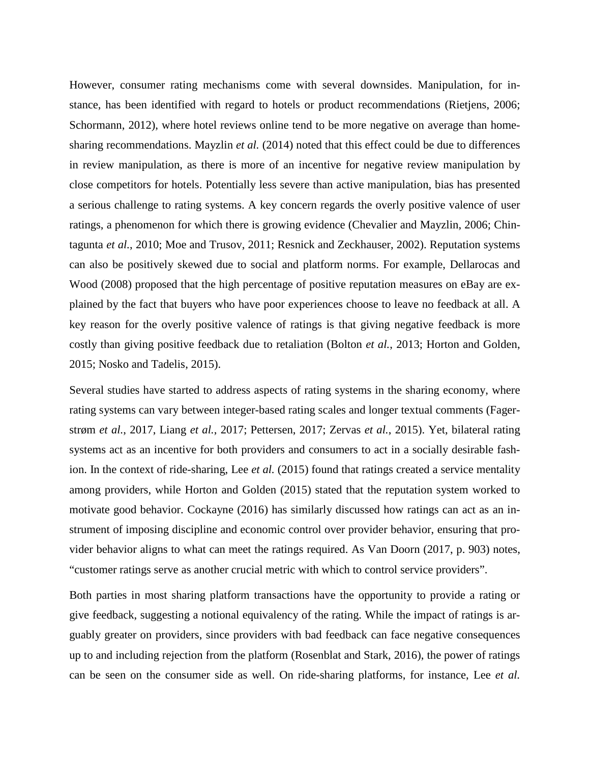However, consumer rating mechanisms come with several downsides. Manipulation, for instance, has been identified with regard to hotels or product recommendations (Rietjens, 2006; Schormann, 2012), where hotel reviews online tend to be more negative on average than home-sharing recommendations. Mayzlin *et al.* (2014) noted that this effect could be due to differences in review manipulation, as there is more of an incentive for negative review manipulation by close competitors for hotels. Potentially less severe than active manipulation, bias has presented a serious challenge to rating systems. A key concern regards the overly positive valence of user ratings, a phenomenon for which there is growing evidence (Chevalier and Mayzlin, 2006; Chintagunta *et al.*, 2010; Moe and Trusov, 2011; Resnick and Zeckhauser, 2002). Reputation systems can also be positively skewed due to social and platform norms. For example, Dellarocas and Wood (2008) proposed that the high percentage of positive reputation measures on eBay are explained by the fact that buyers who have poor experiences choose to leave no feedback at all. A key reason for the overly positive valence of ratings is that giving negative feedback is more costly than giving positive feedback due to retaliation (Bolton *et al.*, 2013; Horton and Golden, 2015; Nosko and Tadelis, 2015).

Several studies have started to address aspects of rating systems in the sharing economy, where rating systems can vary between integer-based rating scales and longer textual comments (Fagerstrøm *et al.*, 2017, Liang *et al.*, 2017; Pettersen, 2017; Zervas *et al.*, 2015). Yet, bilateral rating systems act as an incentive for both providers and consumers to act in a socially desirable fashion. In the context of ride-sharing, Lee *et al.* (2015) found that ratings created a service mentality among providers, while Horton and Golden (2015) stated that the reputation system worked to motivate good behavior. Cockayne (2016) has similarly discussed how ratings can act as an instrument of imposing discipline and economic control over provider behavior, ensuring that provider behavior aligns to what can meet the ratings required. As Van Doorn (2017, p. 903) notes, "customer ratings serve as another crucial metric with which to control service providers".

Both parties in most sharing platform transactions have the opportunity to provide a rating or give feedback, suggesting a notional equivalency of the rating. While the impact of ratings is arguably greater on providers, since providers with bad feedback can face negative consequences up to and including rejection from the platform (Rosenblat and Stark, 2016), the power of ratings can be seen on the consumer side as well. On ride-sharing platforms, for instance, Lee *et al.*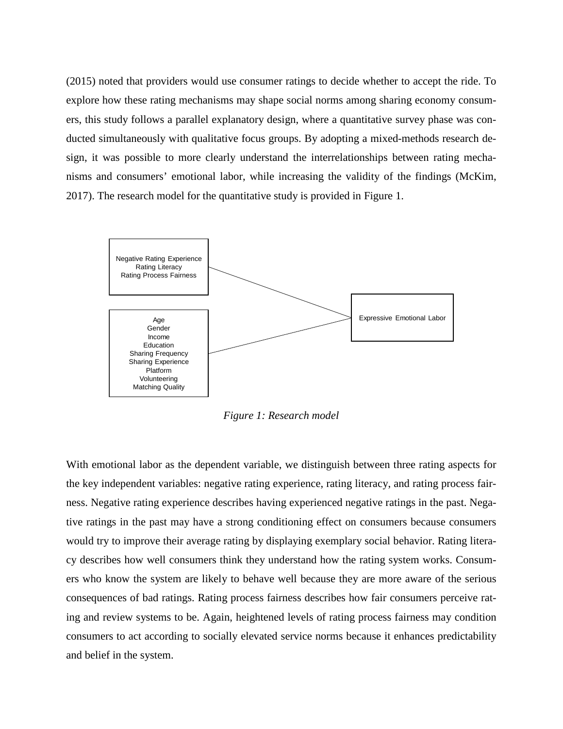(2015) noted that providers would use consumer ratings to decide whether to accept the ride. To explore how these rating mechanisms may shape social norms among sharing economy consumers, this study follows a parallel explanatory design, where a quantitative survey phase was conducted simultaneously with qualitative focus groups. By adopting a mixed-methods research design, it was possible to more clearly understand the interrelationships between rating mechanisms and consumers' emotional labor, while increasing the validity of the findings (McKim, 2017). The research model for the quantitative study is provided in Figure 1.

Negative Rating Experience
Rating Literacy
Rating Process Fairness

Age
Gender
Income
Education
Sharing Frequency
Sharing Experience
Platform
Volunteering
Matching Quality

Expressive Emotional Labor

*Figure 1: Research model*

With emotional labor as the dependent variable, we distinguish between three rating aspects for the key independent variables: negative rating experience, rating literacy, and rating process fairness. Negative rating experience describes having experienced negative ratings in the past. Negative ratings in the past may have a strong conditioning effect on consumers because consumers would try to improve their average rating by displaying exemplary social behavior. Rating literacy describes how well consumers think they understand how the rating system works. Consumers who know the system are likely to behave well because they are more aware of the serious consequences of bad ratings. Rating process fairness describes how fair consumers perceive rating and review systems to be. Again, heightened levels of rating process fairness may condition consumers to act according to socially elevated service norms because it enhances predictability and belief in the system.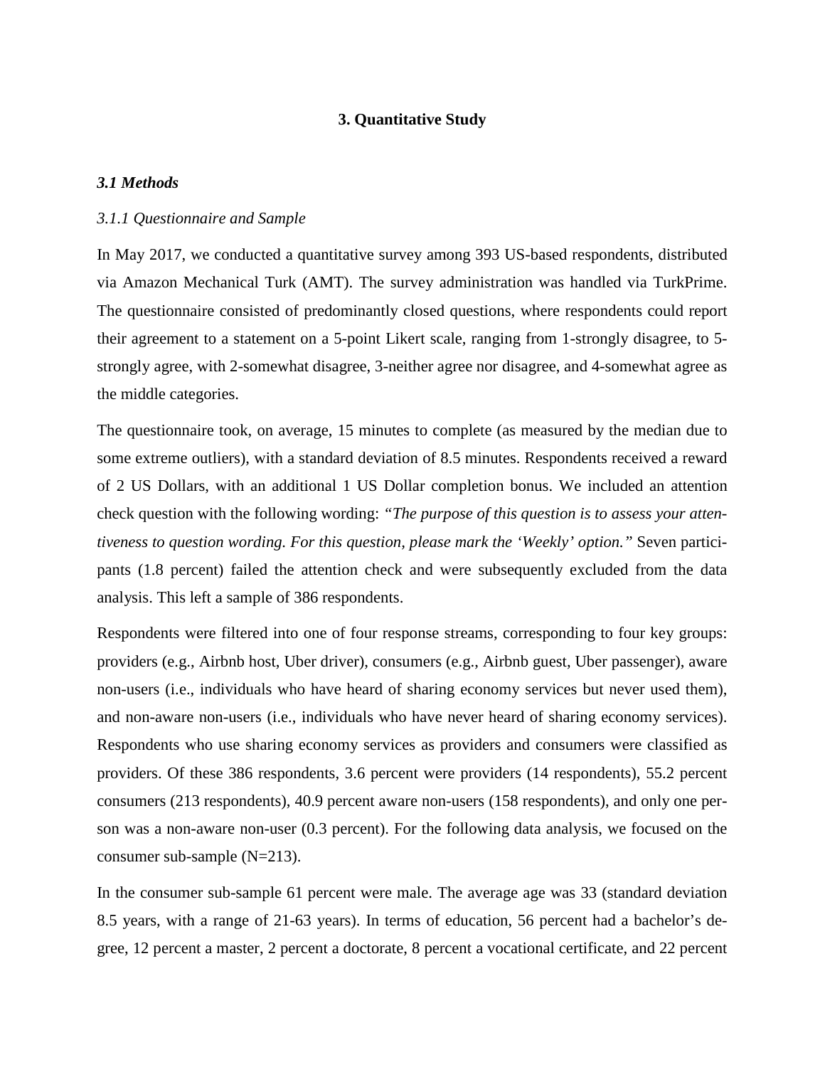## 3. Quantitative Study

### *3.1 Methods*

#### *3.1.1 Questionnaire and Sample*

In May 2017, we conducted a quantitative survey among 393 US-based respondents, distributed via Amazon Mechanical Turk (AMT). The survey administration was handled via TurkPrime. The questionnaire consisted of predominantly closed questions, where respondents could report their agreement to a statement on a 5-point Likert scale, ranging from 1-strongly disagree, to 5-strongly agree, with 2-somewhat disagree, 3-neither agree nor disagree, and 4-somewhat agree as the middle categories.

The questionnaire took, on average, 15 minutes to complete (as measured by the median due to some extreme outliers), with a standard deviation of 8.5 minutes. Respondents received a reward of 2 US Dollars, with an additional 1 US Dollar completion bonus. We included an attention check question with the following wording: *"The purpose of this question is to assess your attentiveness to question wording. For this question, please mark the 'Weekly' option."* Seven participants (1.8 percent) failed the attention check and were subsequently excluded from the data analysis. This left a sample of 386 respondents.

Respondents were filtered into one of four response streams, corresponding to four key groups: providers (e.g., Airbnb host, Uber driver), consumers (e.g., Airbnb guest, Uber passenger), aware non-users (i.e., individuals who have heard of sharing economy services but never used them), and non-aware non-users (i.e., individuals who have never heard of sharing economy services). Respondents who use sharing economy services as providers and consumers were classified as providers. Of these 386 respondents, 3.6 percent were providers (14 respondents), 55.2 percent consumers (213 respondents), 40.9 percent aware non-users (158 respondents), and only one person was a non-aware non-user (0.3 percent). For the following data analysis, we focused on the consumer sub-sample (N=213).

In the consumer sub-sample 61 percent were male. The average age was 33 (standard deviation 8.5 years, with a range of 21-63 years). In terms of education, 56 percent had a bachelor's degree, 12 percent a master, 2 percent a doctorate, 8 percent a vocational certificate, and 22 percent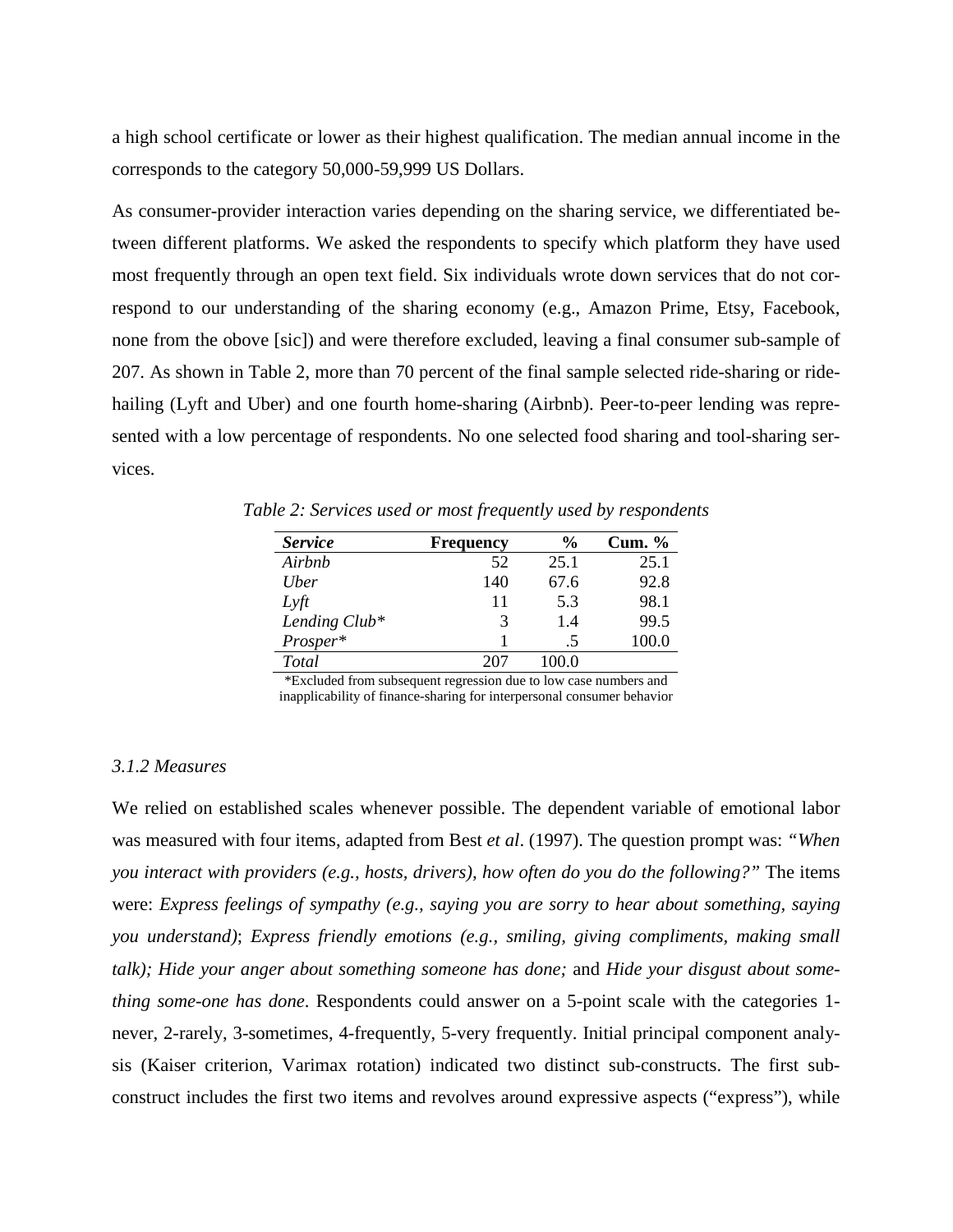a high school certificate or lower as their highest qualification. The median annual income in the corresponds to the category 50,000-59,999 US Dollars.

As consumer-provider interaction varies depending on the sharing service, we differentiated between different platforms. We asked the respondents to specify which platform they have used most frequently through an open text field. Six individuals wrote down services that do not correspond to our understanding of the sharing economy (e.g., Amazon Prime, Etsy, Facebook, none from the obove [sic]) and were therefore excluded, leaving a final consumer sub-sample of 207. As shown in Table 2, more than 70 percent of the final sample selected ride-sharing or ride-hailing (Lyft and Uber) and one fourth home-sharing (Airbnb). Peer-to-peer lending was represented with a low percentage of respondents. No one selected food sharing and tool-sharing services.

*Table 2: Services used or most frequently used by respondents*

| ***Service*** | **Frequency** | **%** | **Cum. %** |
|---|---|---|---|
| *Airbnb* | 52 | 25.1 | 25.1 |
| *Uber* | 140 | 67.6 | 92.8 |
| *Lyft* | 11 | 5.3 | 98.1 |
| *Lending Club** | 3 | 1.4 | 99.5 |
| *Prosper** | 1 | .5 | 100.0 |
| *Total* | 207 | 100.0 | |

*Excluded from subsequent regression due to low case numbers and inapplicability of finance-sharing for interpersonal consumer behavior

### *3.1.2 Measures*

We relied on established scales whenever possible. The dependent variable of emotional labor was measured with four items, adapted from Best *et al*. (1997). The question prompt was: *"When you interact with providers (e.g., hosts, drivers), how often do you do the following?"* The items were: *Express feelings of sympathy (e.g., saying you are sorry to hear about something, saying you understand)*; *Express friendly emotions (e.g., smiling, giving compliments, making small talk); Hide your anger about something someone has done;* and *Hide your disgust about something some-one has done*. Respondents could answer on a 5-point scale with the categories 1-never, 2-rarely, 3-sometimes, 4-frequently, 5-very frequently. Initial principal component analysis (Kaiser criterion, Varimax rotation) indicated two distinct sub-constructs. The first sub-construct includes the first two items and revolves around expressive aspects ("express"), while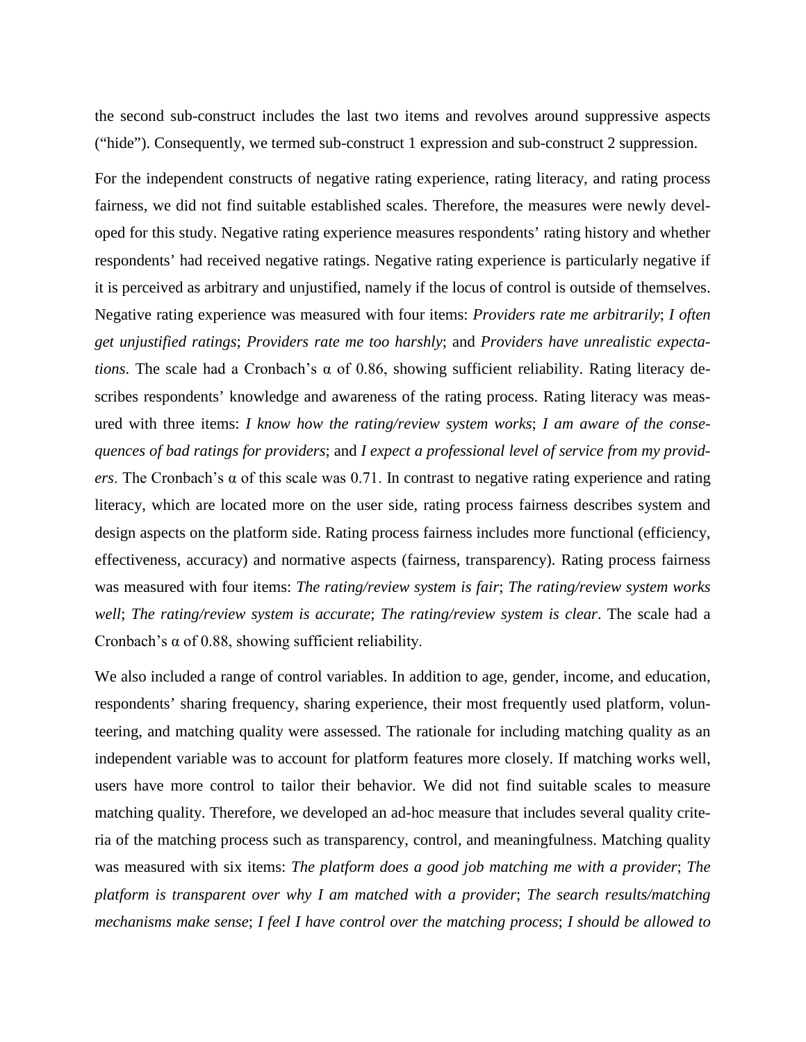the second sub-construct includes the last two items and revolves around suppressive aspects ("hide"). Consequently, we termed sub-construct 1 expression and sub-construct 2 suppression.

For the independent constructs of negative rating experience, rating literacy, and rating process fairness, we did not find suitable established scales. Therefore, the measures were newly developed for this study. Negative rating experience measures respondents' rating history and whether respondents' had received negative ratings. Negative rating experience is particularly negative if it is perceived as arbitrary and unjustified, namely if the locus of control is outside of themselves. Negative rating experience was measured with four items: *Providers rate me arbitrarily*; *I often get unjustified ratings*; *Providers rate me too harshly*; and *Providers have unrealistic expectations*. The scale had a Cronbach's α of 0.86, showing sufficient reliability. Rating literacy describes respondents' knowledge and awareness of the rating process. Rating literacy was measured with three items: *I know how the rating/review system works*; *I am aware of the consequences of bad ratings for providers*; and *I expect a professional level of service from my providers*. The Cronbach's α of this scale was 0.71. In contrast to negative rating experience and rating literacy, which are located more on the user side, rating process fairness describes system and design aspects on the platform side. Rating process fairness includes more functional (efficiency, effectiveness, accuracy) and normative aspects (fairness, transparency). Rating process fairness was measured with four items: *The rating/review system is fair*; *The rating/review system works well*; *The rating/review system is accurate*; *The rating/review system is clear*. The scale had a Cronbach's α of 0.88, showing sufficient reliability.

We also included a range of control variables. In addition to age, gender, income, and education, respondents' sharing frequency, sharing experience, their most frequently used platform, volunteering, and matching quality were assessed. The rationale for including matching quality as an independent variable was to account for platform features more closely. If matching works well, users have more control to tailor their behavior. We did not find suitable scales to measure matching quality. Therefore, we developed an ad-hoc measure that includes several quality criteria of the matching process such as transparency, control, and meaningfulness. Matching quality was measured with six items: *The platform does a good job matching me with a provider*; *The platform is transparent over why I am matched with a provider*; *The search results/matching mechanisms make sense*; *I feel I have control over the matching process*; *I should be allowed to*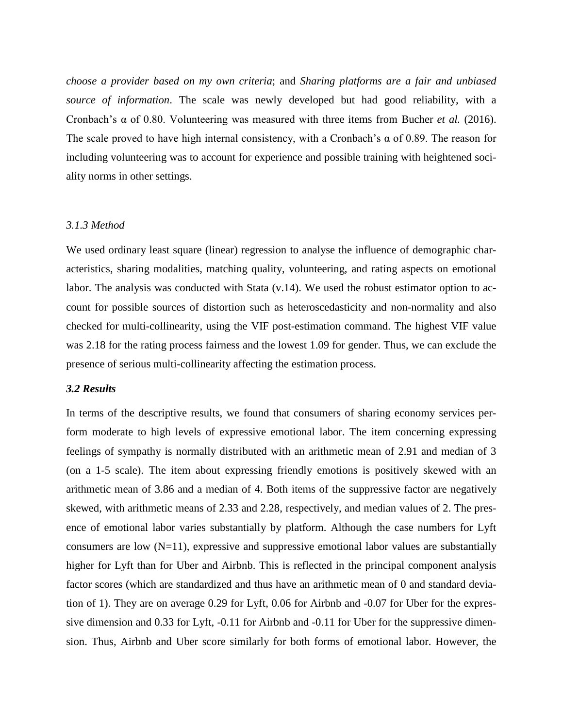*choose a provider based on my own criteria*; and *Sharing platforms are a fair and unbiased source of information*. The scale was newly developed but had good reliability, with a Cronbach's α of 0.80. Volunteering was measured with three items from Bucher *et al.* (2016). The scale proved to have high internal consistency, with a Cronbach's α of 0.89. The reason for including volunteering was to account for experience and possible training with heightened sociality norms in other settings.

### *3.1.3 Method*

We used ordinary least square (linear) regression to analyse the influence of demographic characteristics, sharing modalities, matching quality, volunteering, and rating aspects on emotional labor. The analysis was conducted with Stata (v.14). We used the robust estimator option to account for possible sources of distortion such as heteroscedasticity and non-normality and also checked for multi-collinearity, using the VIF post-estimation command. The highest VIF value was 2.18 for the rating process fairness and the lowest 1.09 for gender. Thus, we can exclude the presence of serious multi-collinearity affecting the estimation process.

### ***3.2 Results***

In terms of the descriptive results, we found that consumers of sharing economy services perform moderate to high levels of expressive emotional labor. The item concerning expressing feelings of sympathy is normally distributed with an arithmetic mean of 2.91 and median of 3 (on a 1-5 scale). The item about expressing friendly emotions is positively skewed with an arithmetic mean of 3.86 and a median of 4. Both items of the suppressive factor are negatively skewed, with arithmetic means of 2.33 and 2.28, respectively, and median values of 2. The presence of emotional labor varies substantially by platform. Although the case numbers for Lyft consumers are low (N=11), expressive and suppressive emotional labor values are substantially higher for Lyft than for Uber and Airbnb. This is reflected in the principal component analysis factor scores (which are standardized and thus have an arithmetic mean of 0 and standard deviation of 1). They are on average 0.29 for Lyft, 0.06 for Airbnb and -0.07 for Uber for the expressive dimension and 0.33 for Lyft, -0.11 for Airbnb and -0.11 for Uber for the suppressive dimension. Thus, Airbnb and Uber score similarly for both forms of emotional labor. However, the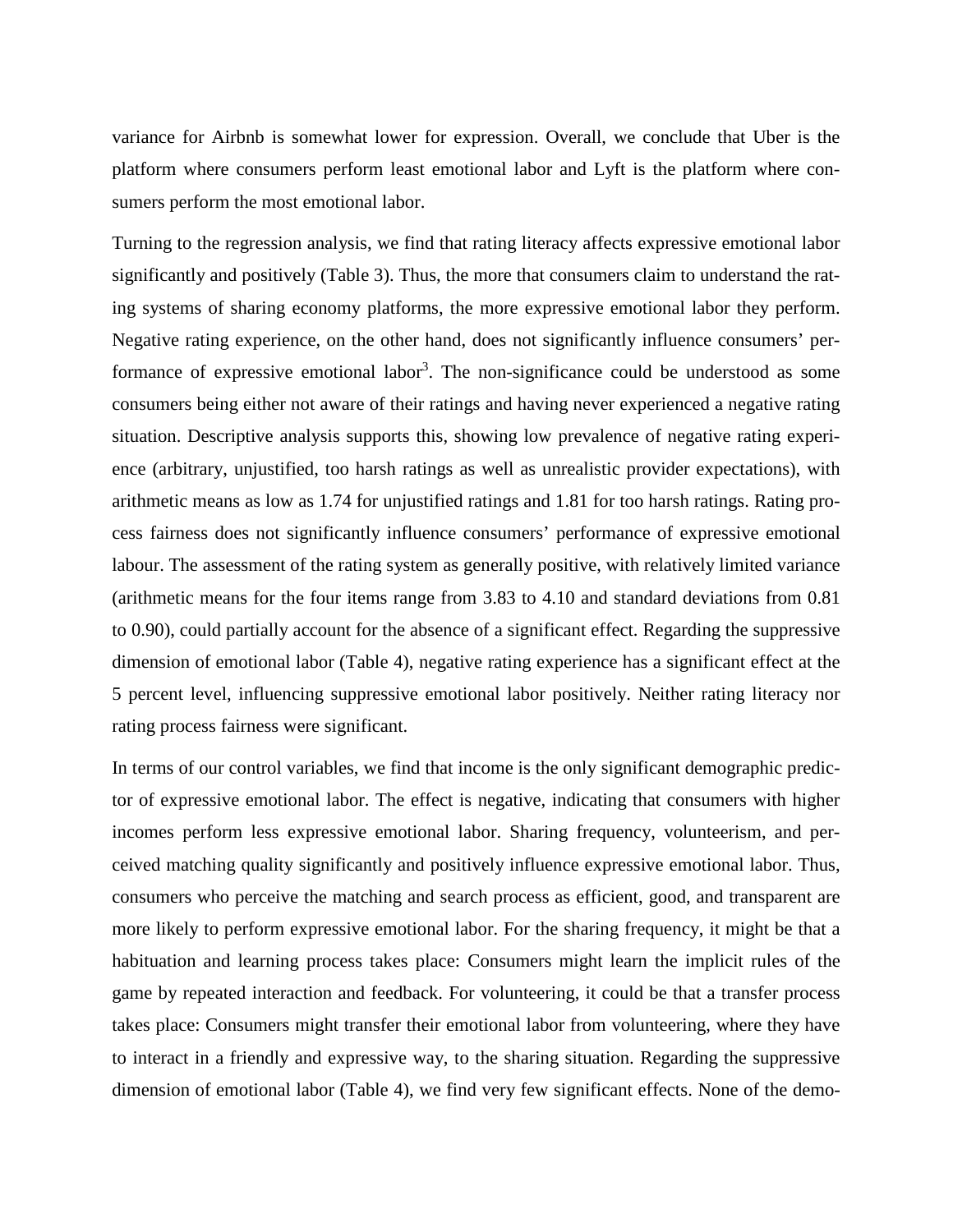variance for Airbnb is somewhat lower for expression. Overall, we conclude that Uber is the platform where consumers perform least emotional labor and Lyft is the platform where consumers perform the most emotional labor.

Turning to the regression analysis, we find that rating literacy affects expressive emotional labor significantly and positively (Table 3). Thus, the more that consumers claim to understand the rating systems of sharing economy platforms, the more expressive emotional labor they perform. Negative rating experience, on the other hand, does not significantly influence consumers' performance of expressive emotional labor[3]. The non-significance could be understood as some consumers being either not aware of their ratings and having never experienced a negative rating situation. Descriptive analysis supports this, showing low prevalence of negative rating experience (arbitrary, unjustified, too harsh ratings as well as unrealistic provider expectations), with arithmetic means as low as 1.74 for unjustified ratings and 1.81 for too harsh ratings. Rating process fairness does not significantly influence consumers' performance of expressive emotional labour. The assessment of the rating system as generally positive, with relatively limited variance (arithmetic means for the four items range from 3.83 to 4.10 and standard deviations from 0.81 to 0.90), could partially account for the absence of a significant effect. Regarding the suppressive dimension of emotional labor (Table 4), negative rating experience has a significant effect at the 5 percent level, influencing suppressive emotional labor positively. Neither rating literacy nor rating process fairness were significant.

In terms of our control variables, we find that income is the only significant demographic predictor of expressive emotional labor. The effect is negative, indicating that consumers with higher incomes perform less expressive emotional labor. Sharing frequency, volunteerism, and perceived matching quality significantly and positively influence expressive emotional labor. Thus, consumers who perceive the matching and search process as efficient, good, and transparent are more likely to perform expressive emotional labor. For the sharing frequency, it might be that a habituation and learning process takes place: Consumers might learn the implicit rules of the game by repeated interaction and feedback. For volunteering, it could be that a transfer process takes place: Consumers might transfer their emotional labor from volunteering, where they have to interact in a friendly and expressive way, to the sharing situation. Regarding the suppressive dimension of emotional labor (Table 4), we find very few significant effects. None of the demo-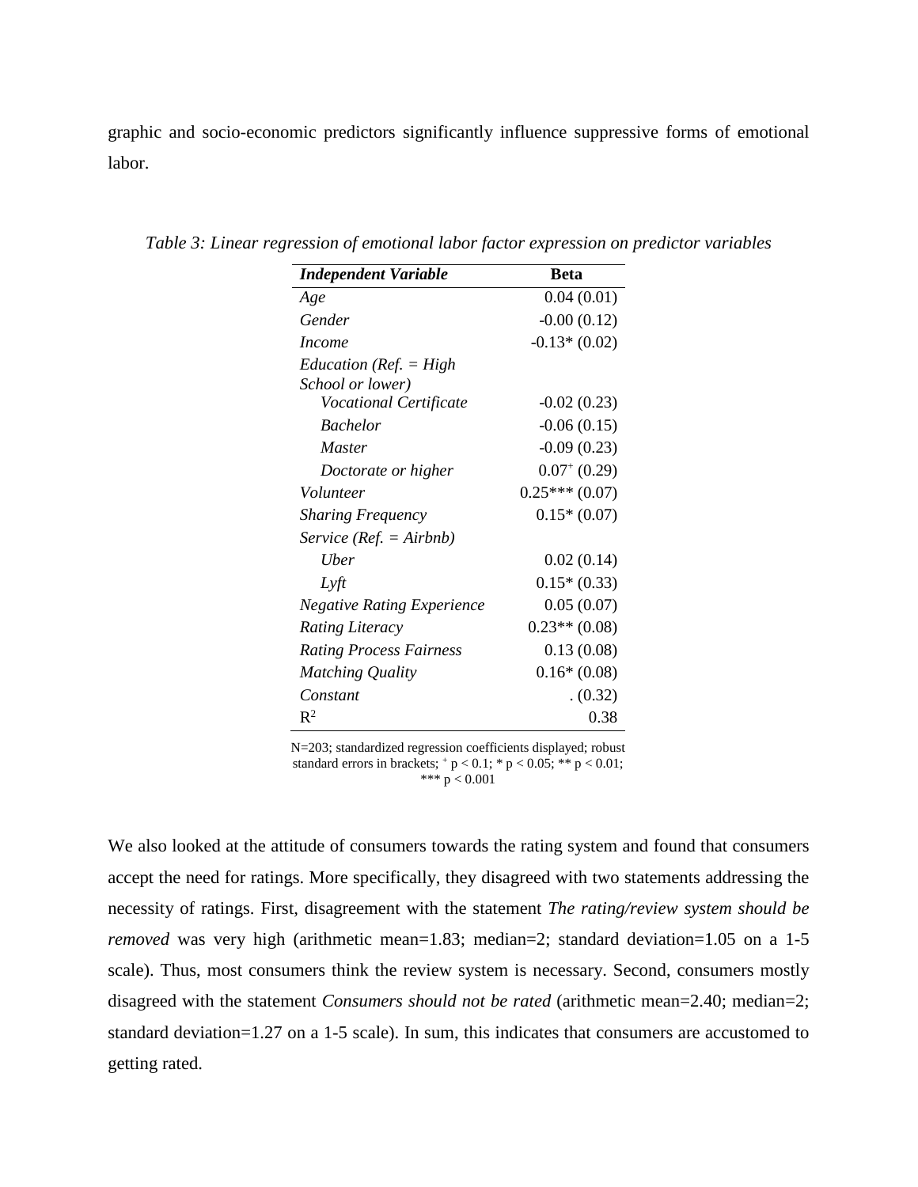graphic and socio-economic predictors significantly influence suppressive forms of emotional labor.

*Table 3: Linear regression of emotional labor factor expression on predictor variables*

| ***Independent Variable*** | **Beta** |
|---|---|
| *Age* | 0.04 (0.01) |
| *Gender* | -0.00 (0.12) |
| *Income* | -0.13* (0.02) |
| *Education (Ref. = High School or lower)* | |
| *Vocational Certificate* | -0.02 (0.23) |
| *Bachelor* | -0.06 (0.15) |
| *Master* | -0.09 (0.23) |
| *Doctorate or higher* | $0.07^{+}$ (0.29) |
| *Volunteer* | 0.25*** (0.07) |
| *Sharing Frequency* | 0.15* (0.07) |
| *Service (Ref. = Airbnb)* | |
| *Uber* | 0.02 (0.14) |
| *Lyft* | 0.15* (0.33) |
| *Negative Rating Experience* | 0.05 (0.07) |
| *Rating Literacy* | 0.23** (0.08) |
| *Rating Process Fairness* | 0.13 (0.08) |
| *Matching Quality* | 0.16* (0.08) |
| *Constant* | . (0.32) |
| $R^2$ | 0.38 |

N=203; standardized regression coefficients displayed; robust standard errors in brackets; $^{+}$ $p < 0.1$; * $p < 0.05$; ** $p < 0.01$; *** $p < 0.001$

We also looked at the attitude of consumers towards the rating system and found that consumers accept the need for ratings. More specifically, they disagreed with two statements addressing the necessity of ratings. First, disagreement with the statement *The rating/review system should be removed* was very high (arithmetic mean=1.83; median=2; standard deviation=1.05 on a 1-5 scale). Thus, most consumers think the review system is necessary. Second, consumers mostly disagreed with the statement *Consumers should not be rated* (arithmetic mean=2.40; median=2; standard deviation=1.27 on a 1-5 scale). In sum, this indicates that consumers are accustomed to getting rated.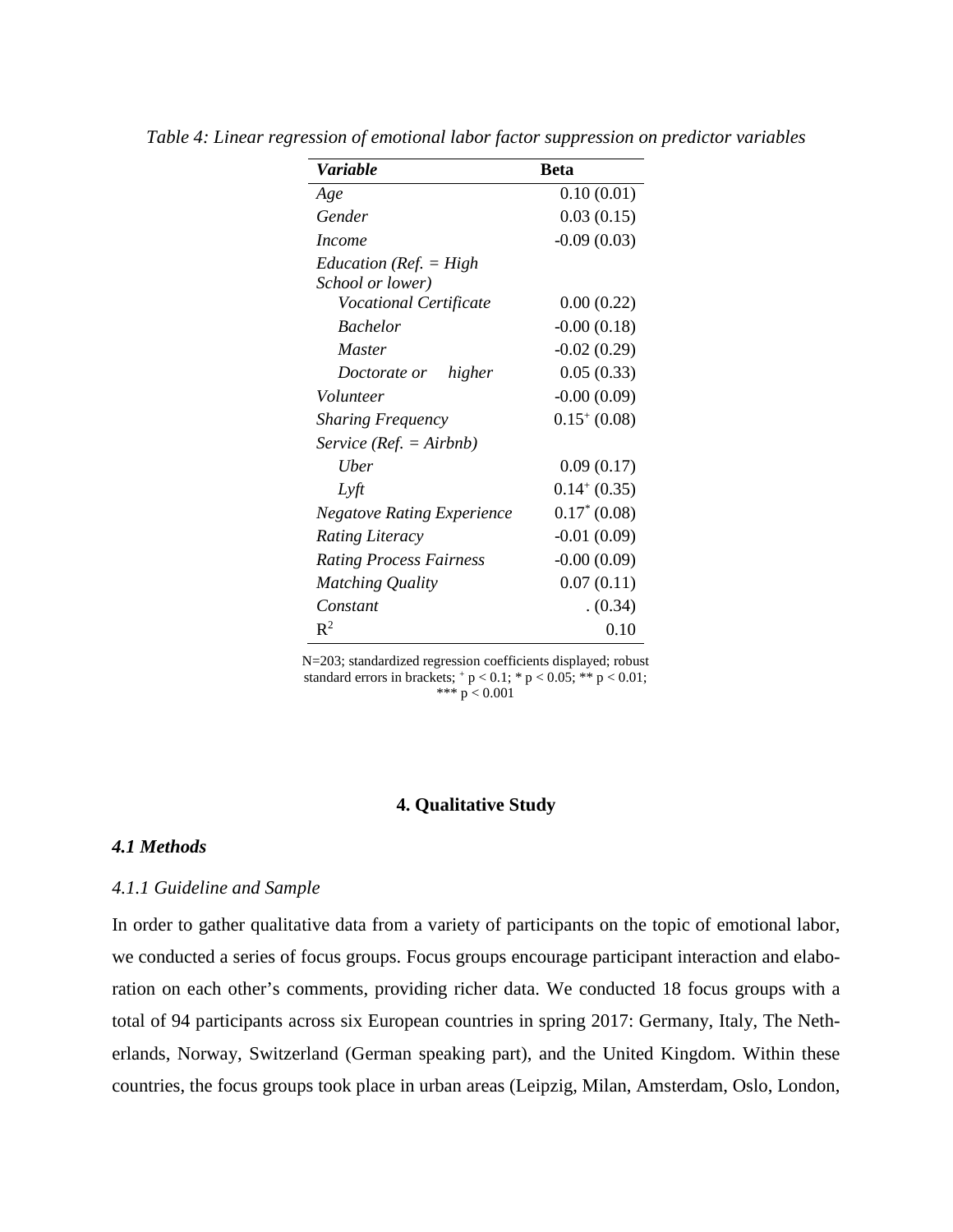*Table 4: Linear regression of emotional labor factor suppression on predictor variables*

| ***Variable*** | **Beta** |
|---|---|
| *Age* | 0.10 (0.01) |
| *Gender* | 0.03 (0.15) |
| *Income* | -0.09 (0.03) |
| *Education (Ref. = High School or lower)* | |
| *Vocational Certificate* | 0.00 (0.22) |
| *Bachelor* | -0.00 (0.18) |
| *Master* | -0.02 (0.29) |
| *Doctorate or higher* | 0.05 (0.33) |
| *Volunteer* | -0.00 (0.09) |
| *Sharing Frequency* | $0.15^{+}$ (0.08) |
| *Service (Ref. = Airbnb)* | |
| *Uber* | 0.09 (0.17) |
| *Lyft* | $0.14^{+}$ (0.35) |
| *Negatove Rating Experience* | $0.17^{*}$ (0.08) |
| *Rating Literacy* | -0.01 (0.09) |
| *Rating Process Fairness* | -0.00 (0.09) |
| *Matching Quality* | 0.07 (0.11) |
| *Constant* | . (0.34) |
| $R^2$ | 0.10 |

N=203; standardized regression coefficients displayed; robust standard errors in brackets; $^{+}$ $p < 0.1$; * $p < 0.05$; ** $p < 0.01$; *** $p < 0.001$

## 4. Qualitative Study

### *4.1 Methods*

#### *4.1.1 Guideline and Sample*

In order to gather qualitative data from a variety of participants on the topic of emotional labor, we conducted a series of focus groups. Focus groups encourage participant interaction and elaboration on each other's comments, providing richer data. We conducted 18 focus groups with a total of 94 participants across six European countries in spring 2017: Germany, Italy, The Netherlands, Norway, Switzerland (German speaking part), and the United Kingdom. Within these countries, the focus groups took place in urban areas (Leipzig, Milan, Amsterdam, Oslo, London,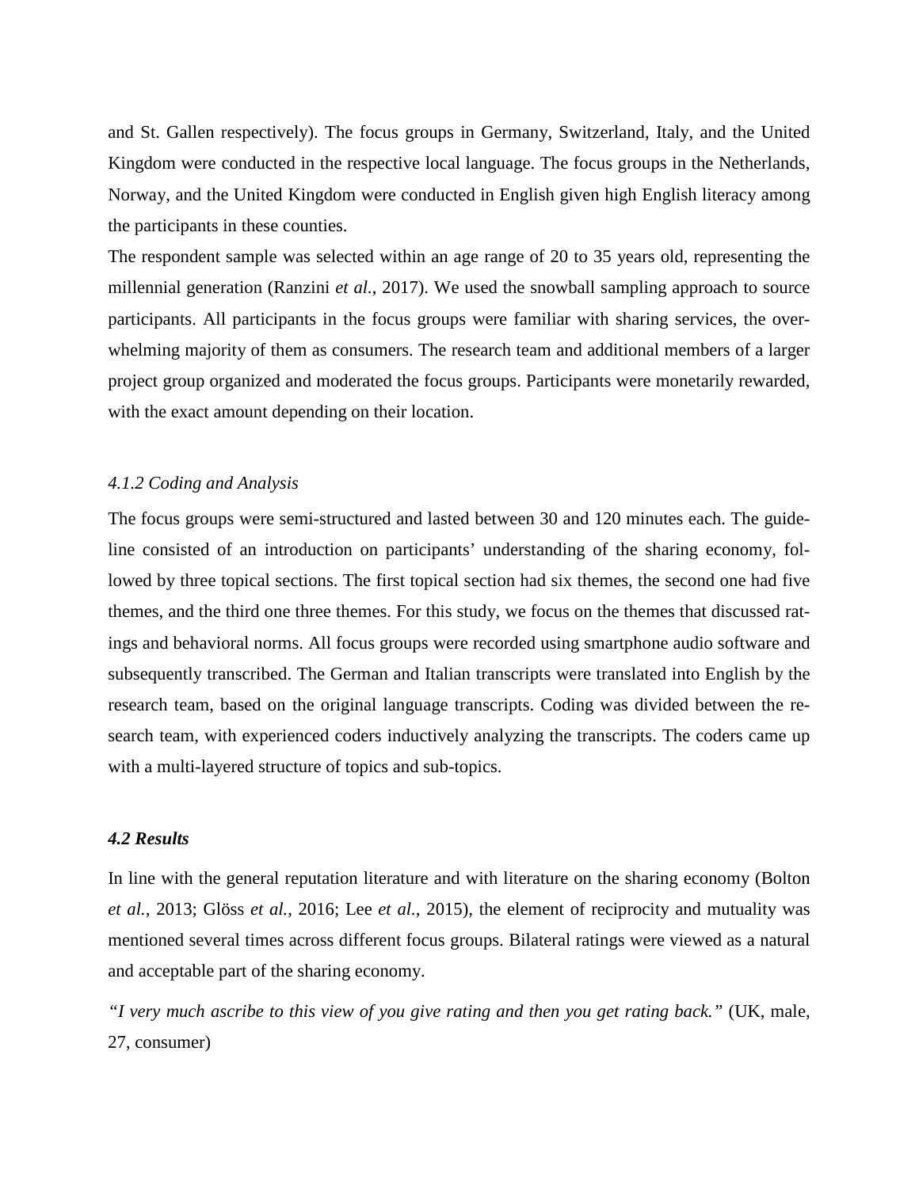and St. Gallen respectively). The focus groups in Germany, Switzerland, Italy, and the United Kingdom were conducted in the respective local language. The focus groups in the Netherlands, Norway, and the United Kingdom were conducted in English given high English literacy among the participants in these counties.

The respondent sample was selected within an age range of 20 to 35 years old, representing the millennial generation (Ranzini *et al.*, 2017). We used the snowball sampling approach to source participants. All participants in the focus groups were familiar with sharing services, the overwhelming majority of them as consumers. The research team and additional members of a larger project group organized and moderated the focus groups. Participants were monetarily rewarded, with the exact amount depending on their location.

#### *4.1.2 Coding and Analysis*

The focus groups were semi-structured and lasted between 30 and 120 minutes each. The guideline consisted of an introduction on participants' understanding of the sharing economy, followed by three topical sections. The first topical section had six themes, the second one had five themes, and the third one three themes. For this study, we focus on the themes that discussed ratings and behavioral norms. All focus groups were recorded using smartphone audio software and subsequently transcribed. The German and Italian transcripts were translated into English by the research team, based on the original language transcripts. Coding was divided between the research team, with experienced coders inductively analyzing the transcripts. The coders came up with a multi-layered structure of topics and sub-topics.

### *4.2 Results*

In line with the general reputation literature and with literature on the sharing economy (Bolton *et al.*, 2013; Glöss *et al.*, 2016; Lee *et al.*, 2015), the element of reciprocity and mutuality was mentioned several times across different focus groups. Bilateral ratings were viewed as a natural and acceptable part of the sharing economy.

*"I very much ascribe to this view of you give rating and then you get rating back."* (UK, male, 27, consumer)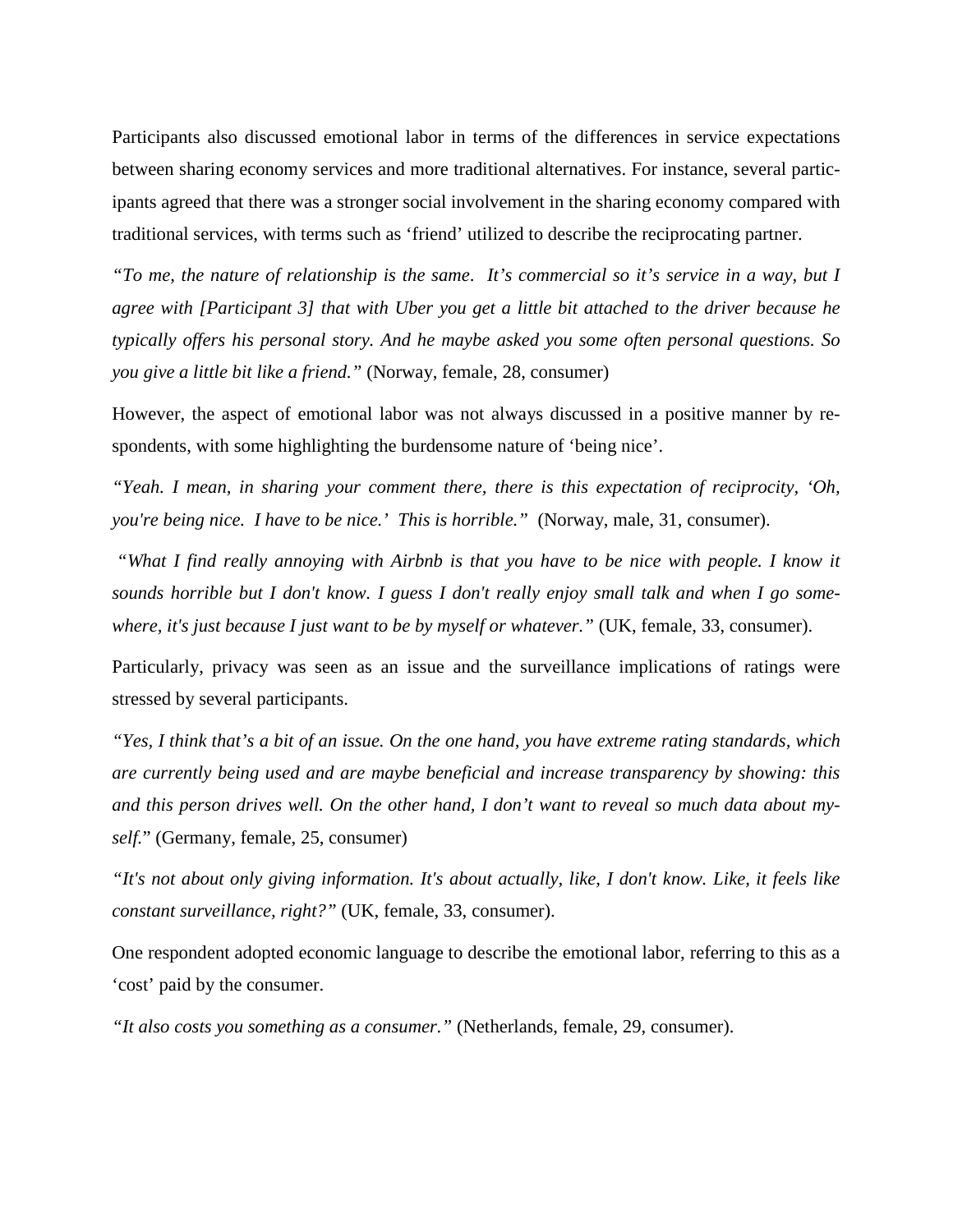Participants also discussed emotional labor in terms of the differences in service expectations between sharing economy services and more traditional alternatives. For instance, several participants agreed that there was a stronger social involvement in the sharing economy compared with traditional services, with terms such as 'friend' utilized to describe the reciprocating partner.

*"To me, the nature of relationship is the same. It's commercial so it's service in a way, but I agree with [Participant 3] that with Uber you get a little bit attached to the driver because he typically offers his personal story. And he maybe asked you some often personal questions. So you give a little bit like a friend."* (Norway, female, 28, consumer)

However, the aspect of emotional labor was not always discussed in a positive manner by respondents, with some highlighting the burdensome nature of 'being nice'.

*"Yeah. I mean, in sharing your comment there, there is this expectation of reciprocity, 'Oh, you're being nice. I have to be nice.' This is horrible."* (Norway, male, 31, consumer).

*"What I find really annoying with Airbnb is that you have to be nice with people. I know it sounds horrible but I don't know. I guess I don't really enjoy small talk and when I go somewhere, it's just because I just want to be by myself or whatever."* (UK, female, 33, consumer).

Particularly, privacy was seen as an issue and the surveillance implications of ratings were stressed by several participants.

*"Yes, I think that's a bit of an issue. On the one hand, you have extreme rating standards, which are currently being used and are maybe beneficial and increase transparency by showing: this and this person drives well. On the other hand, I don't want to reveal so much data about myself."* (Germany, female, 25, consumer)

*"It's not about only giving information. It's about actually, like, I don't know. Like, it feels like constant surveillance, right?"* (UK, female, 33, consumer).

One respondent adopted economic language to describe the emotional labor, referring to this as a 'cost' paid by the consumer.

*"It also costs you something as a consumer."* (Netherlands, female, 29, consumer).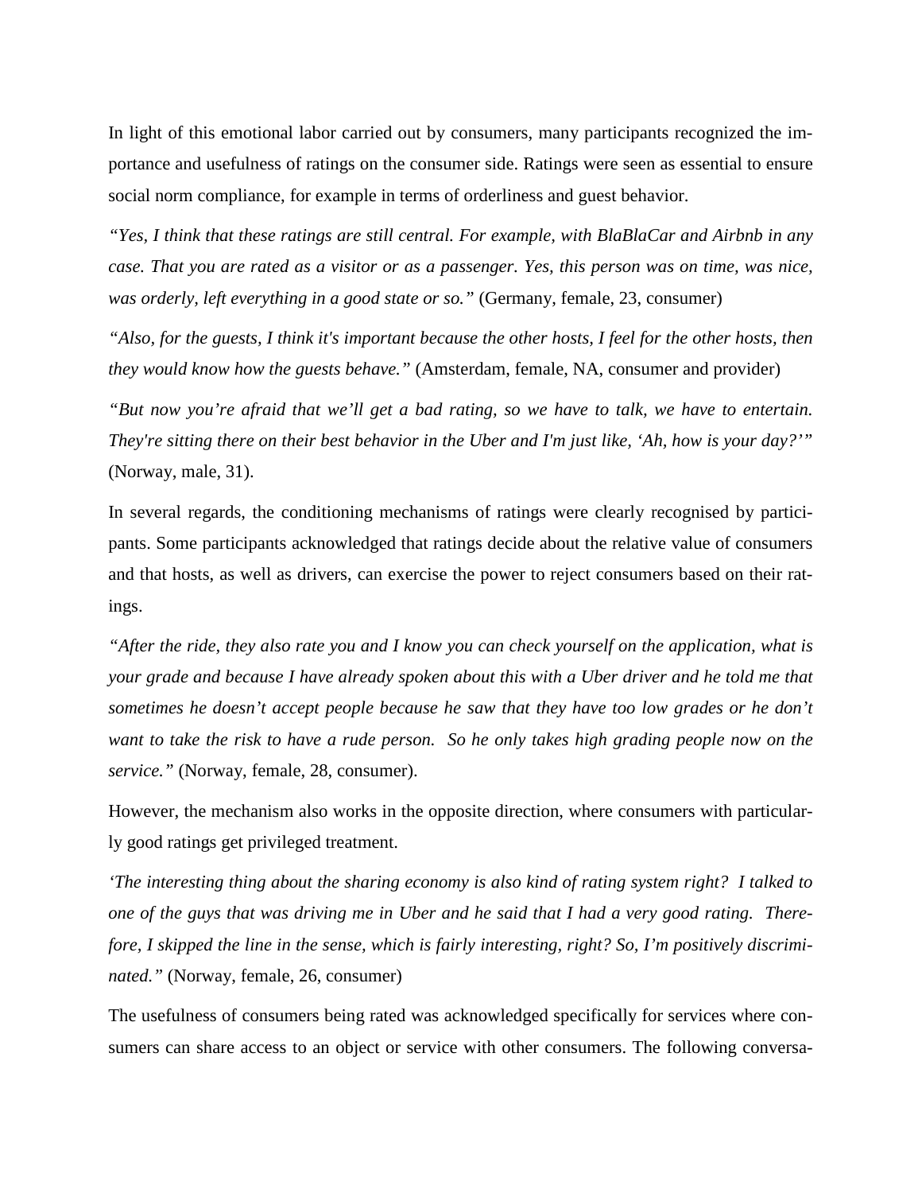In light of this emotional labor carried out by consumers, many participants recognized the importance and usefulness of ratings on the consumer side. Ratings were seen as essential to ensure social norm compliance, for example in terms of orderliness and guest behavior.

*"Yes, I think that these ratings are still central. For example, with BlaBlaCar and Airbnb in any case. That you are rated as a visitor or as a passenger. Yes, this person was on time, was nice, was orderly, left everything in a good state or so."* (Germany, female, 23, consumer)

*"Also, for the guests, I think it's important because the other hosts, I feel for the other hosts, then they would know how the guests behave."* (Amsterdam, female, NA, consumer and provider)

*"But now you're afraid that we'll get a bad rating, so we have to talk, we have to entertain. They're sitting there on their best behavior in the Uber and I'm just like, 'Ah, how is your day?'"* (Norway, male, 31).

In several regards, the conditioning mechanisms of ratings were clearly recognised by participants. Some participants acknowledged that ratings decide about the relative value of consumers and that hosts, as well as drivers, can exercise the power to reject consumers based on their ratings.

*"After the ride, they also rate you and I know you can check yourself on the application, what is your grade and because I have already spoken about this with a Uber driver and he told me that sometimes he doesn't accept people because he saw that they have too low grades or he don't want to take the risk to have a rude person. So he only takes high grading people now on the service."* (Norway, female, 28, consumer).

However, the mechanism also works in the opposite direction, where consumers with particularly good ratings get privileged treatment.

*'The interesting thing about the sharing economy is also kind of rating system right? I talked to one of the guys that was driving me in Uber and he said that I had a very good rating. Therefore, I skipped the line in the sense, which is fairly interesting, right? So, I'm positively discriminated."* (Norway, female, 26, consumer)

The usefulness of consumers being rated was acknowledged specifically for services where consumers can share access to an object or service with other consumers. The following conversa-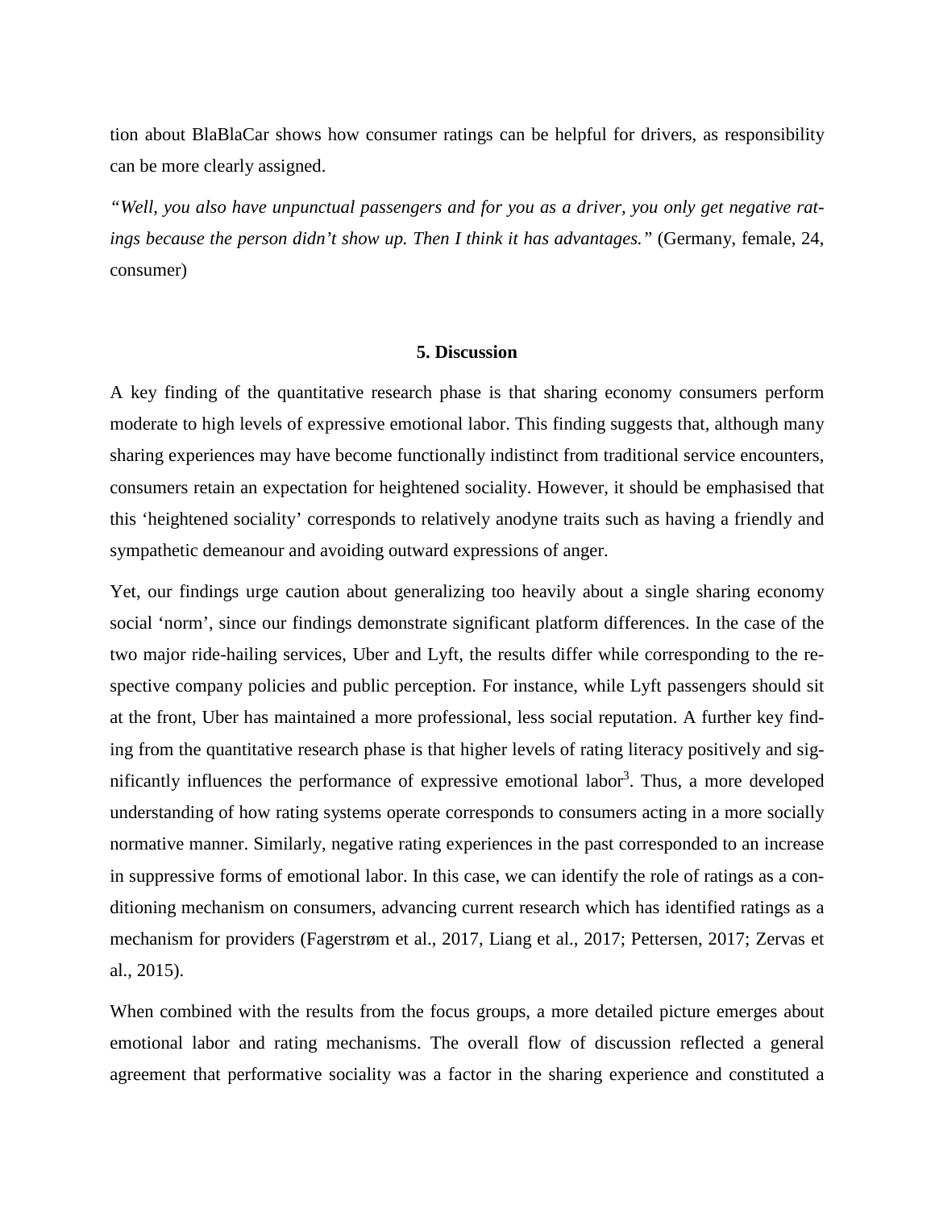tion about BlaBlaCar shows how consumer ratings can be helpful for drivers, as responsibility can be more clearly assigned.

*"Well, you also have unpunctual passengers and for you as a driver, you only get negative ratings because the person didn't show up. Then I think it has advantages."* (Germany, female, 24, consumer)

## 5. Discussion

A key finding of the quantitative research phase is that sharing economy consumers perform moderate to high levels of expressive emotional labor. This finding suggests that, although many sharing experiences may have become functionally indistinct from traditional service encounters, consumers retain an expectation for heightened sociality. However, it should be emphasised that this 'heightened sociality' corresponds to relatively anodyne traits such as having a friendly and sympathetic demeanour and avoiding outward expressions of anger.

Yet, our findings urge caution about generalizing too heavily about a single sharing economy social 'norm', since our findings demonstrate significant platform differences. In the case of the two major ride-hailing services, Uber and Lyft, the results differ while corresponding to the respective company policies and public perception. For instance, while Lyft passengers should sit at the front, Uber has maintained a more professional, less social reputation. A further key finding from the quantitative research phase is that higher levels of rating literacy positively and significantly influences the performance of expressive emotional labor[3]. Thus, a more developed understanding of how rating systems operate corresponds to consumers acting in a more socially normative manner. Similarly, negative rating experiences in the past corresponded to an increase in suppressive forms of emotional labor. In this case, we can identify the role of ratings as a conditioning mechanism on consumers, advancing current research which has identified ratings as a mechanism for providers (Fagerstrøm et al., 2017, Liang et al., 2017; Pettersen, 2017; Zervas et al., 2015).

When combined with the results from the focus groups, a more detailed picture emerges about emotional labor and rating mechanisms. The overall flow of discussion reflected a general agreement that performative sociality was a factor in the sharing experience and constituted a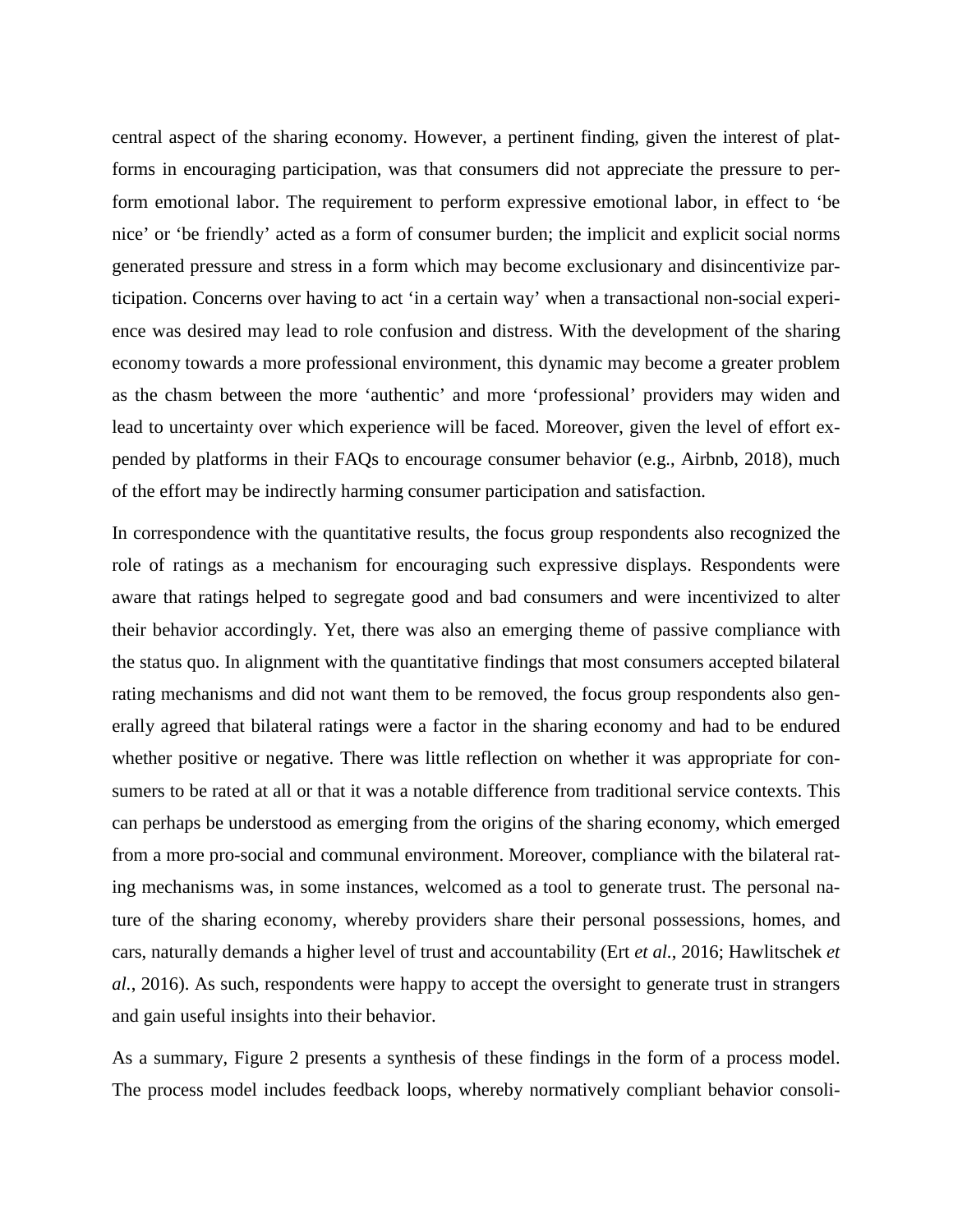central aspect of the sharing economy. However, a pertinent finding, given the interest of platforms in encouraging participation, was that consumers did not appreciate the pressure to perform emotional labor. The requirement to perform expressive emotional labor, in effect to 'be nice' or 'be friendly' acted as a form of consumer burden; the implicit and explicit social norms generated pressure and stress in a form which may become exclusionary and disincentivize participation. Concerns over having to act 'in a certain way' when a transactional non-social experience was desired may lead to role confusion and distress. With the development of the sharing economy towards a more professional environment, this dynamic may become a greater problem as the chasm between the more 'authentic' and more 'professional' providers may widen and lead to uncertainty over which experience will be faced. Moreover, given the level of effort expended by platforms in their FAQs to encourage consumer behavior (e.g., Airbnb, 2018), much of the effort may be indirectly harming consumer participation and satisfaction.

In correspondence with the quantitative results, the focus group respondents also recognized the role of ratings as a mechanism for encouraging such expressive displays. Respondents were aware that ratings helped to segregate good and bad consumers and were incentivized to alter their behavior accordingly. Yet, there was also an emerging theme of passive compliance with the status quo. In alignment with the quantitative findings that most consumers accepted bilateral rating mechanisms and did not want them to be removed, the focus group respondents also generally agreed that bilateral ratings were a factor in the sharing economy and had to be endured whether positive or negative. There was little reflection on whether it was appropriate for consumers to be rated at all or that it was a notable difference from traditional service contexts. This can perhaps be understood as emerging from the origins of the sharing economy, which emerged from a more pro-social and communal environment. Moreover, compliance with the bilateral rating mechanisms was, in some instances, welcomed as a tool to generate trust. The personal nature of the sharing economy, whereby providers share their personal possessions, homes, and cars, naturally demands a higher level of trust and accountability (Ert *et al.*, 2016; Hawlitschek *et al.*, 2016). As such, respondents were happy to accept the oversight to generate trust in strangers and gain useful insights into their behavior.

As a summary, Figure 2 presents a synthesis of these findings in the form of a process model. The process model includes feedback loops, whereby normatively compliant behavior consoli-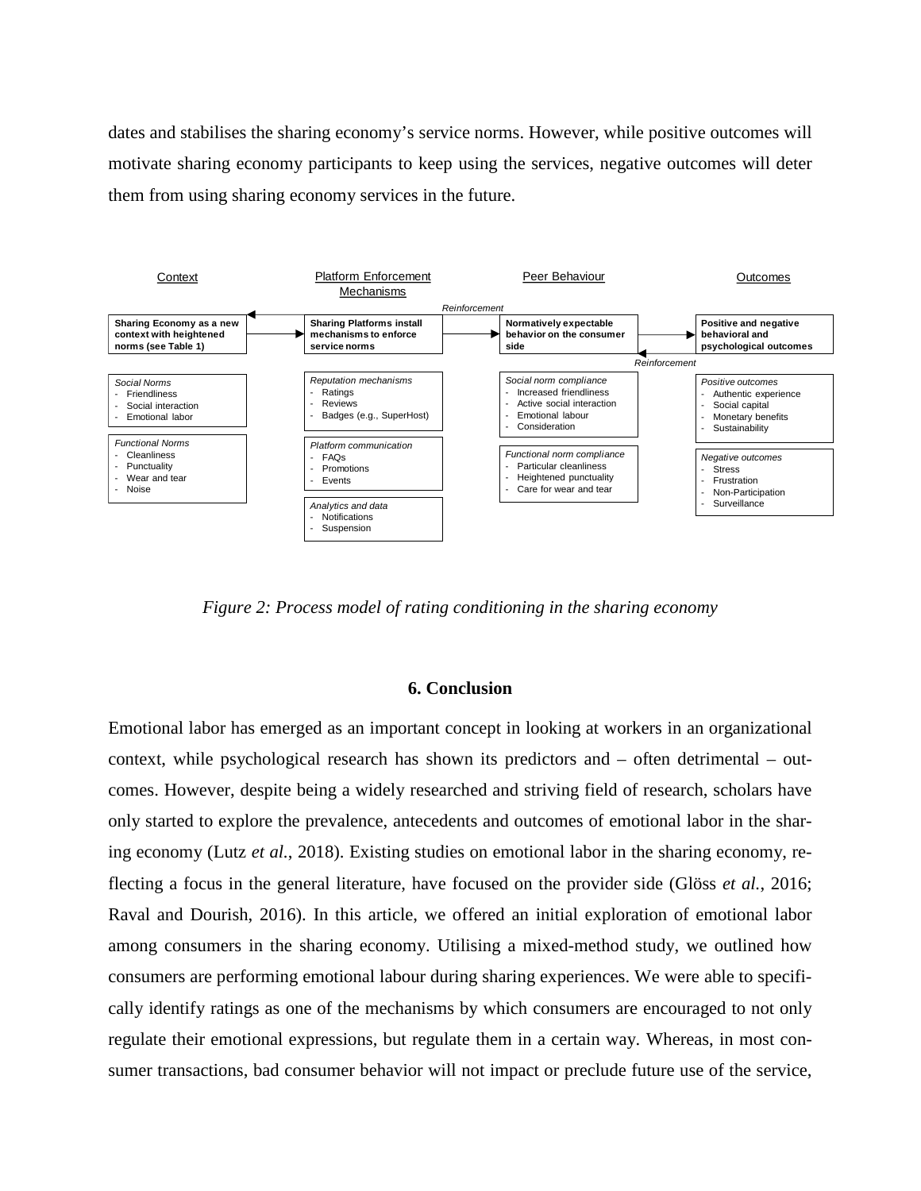dates and stabilises the sharing economy's service norms. However, while positive outcomes will motivate sharing economy participants to keep using the services, negative outcomes will deter them from using sharing economy services in the future.

| Context | Platform Enforcement Mechanisms | Peer Behaviour | Outcomes |
|---|---|---|---|
| **Sharing Economy as a new context with heightened norms (see Table 1)** | **Sharing Platforms install mechanisms to enforce service norms** | **Normatively expectable behavior on the consumer side** | **Positive and negative behavioral and psychological outcomes** |
| *Social Norms*<br>- Friendliness<br>- Social interaction<br>- Emotional labor | *Reputation mechanisms*<br>- Ratings<br>- Reviews<br>- Badges (e.g., SuperHost) | *Social norm compliance*<br>- Increased friendliness<br>- Active social interaction<br>- Emotional labour<br>- Consideration | *Positive outcomes*<br>- Authentic experience<br>- Social capital<br>- Monetary benefits<br>- Sustainability |
| *Functional Norms*<br>- Cleanliness<br>- Punctuality<br>- Wear and tear<br>- Noise | *Platform communication*<br>- FAQs<br>- Promotions<br>- Events | *Functional norm compliance*<br>- Particular cleanliness<br>- Heightened punctuality<br>- Care for wear and tear | *Negative outcomes*<br>- Stress<br>- Frustration<br>- Non-Participation<br>- Surveillance |
| | *Analytics and data*<br>- Notifications<br>- Suspension | | |

*Reinforcement* (Peer Behaviour → Context); *Reinforcement* (Outcomes → Peer Behaviour)

*Figure 2: Process model of rating conditioning in the sharing economy*

## 6. Conclusion

Emotional labor has emerged as an important concept in looking at workers in an organizational context, while psychological research has shown its predictors and – often detrimental – outcomes. However, despite being a widely researched and striving field of research, scholars have only started to explore the prevalence, antecedents and outcomes of emotional labor in the sharing economy (Lutz *et al.*, 2018). Existing studies on emotional labor in the sharing economy, reflecting a focus in the general literature, have focused on the provider side (Glöss *et al.*, 2016; Raval and Dourish, 2016). In this article, we offered an initial exploration of emotional labor among consumers in the sharing economy. Utilising a mixed-method study, we outlined how consumers are performing emotional labour during sharing experiences. We were able to specifically identify ratings as one of the mechanisms by which consumers are encouraged to not only regulate their emotional expressions, but regulate them in a certain way. Whereas, in most consumer transactions, bad consumer behavior will not impact or preclude future use of the service,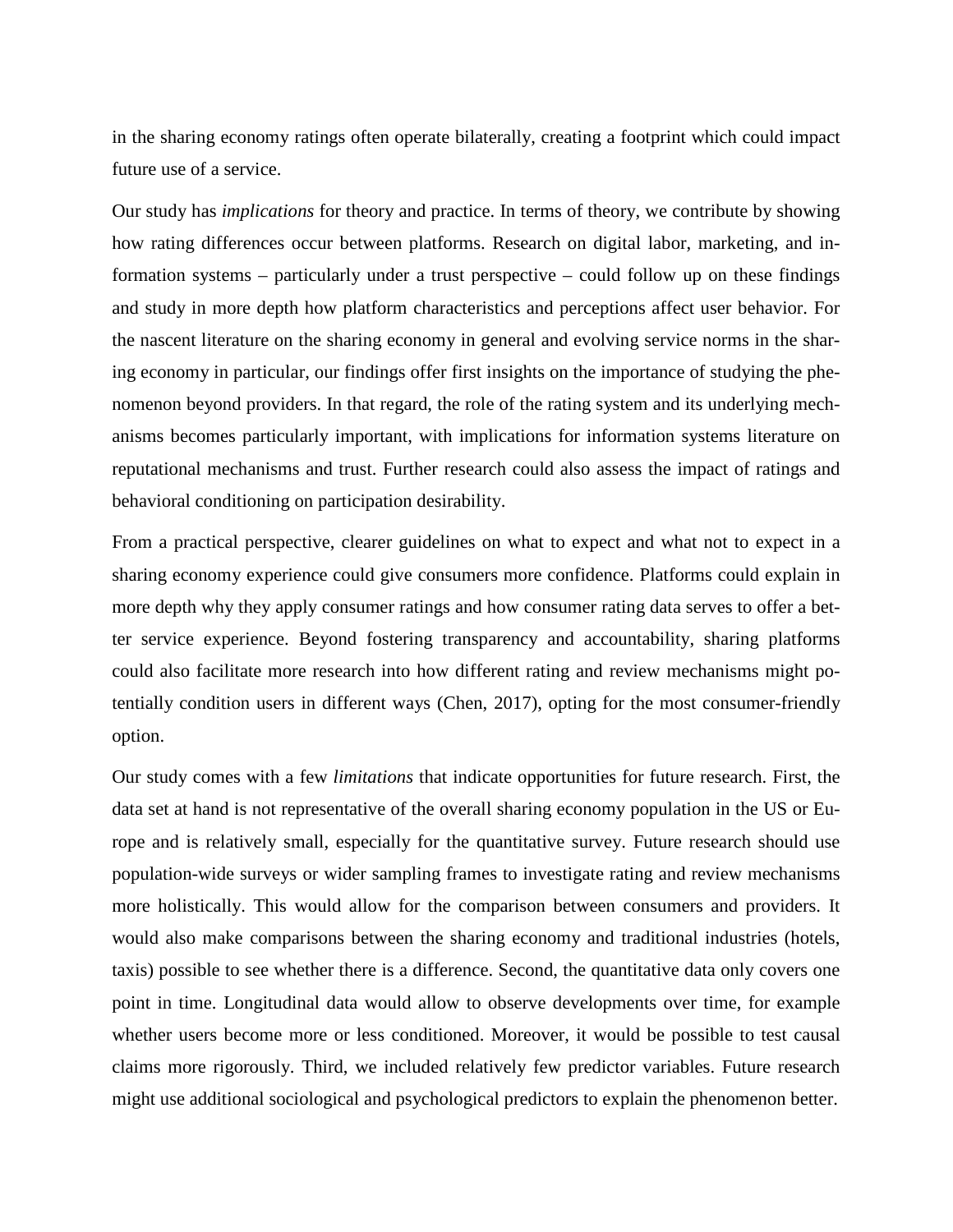in the sharing economy ratings often operate bilaterally, creating a footprint which could impact future use of a service.

Our study has *implications* for theory and practice. In terms of theory, we contribute by showing how rating differences occur between platforms. Research on digital labor, marketing, and information systems – particularly under a trust perspective – could follow up on these findings and study in more depth how platform characteristics and perceptions affect user behavior. For the nascent literature on the sharing economy in general and evolving service norms in the sharing economy in particular, our findings offer first insights on the importance of studying the phenomenon beyond providers. In that regard, the role of the rating system and its underlying mechanisms becomes particularly important, with implications for information systems literature on reputational mechanisms and trust. Further research could also assess the impact of ratings and behavioral conditioning on participation desirability.

From a practical perspective, clearer guidelines on what to expect and what not to expect in a sharing economy experience could give consumers more confidence. Platforms could explain in more depth why they apply consumer ratings and how consumer rating data serves to offer a better service experience. Beyond fostering transparency and accountability, sharing platforms could also facilitate more research into how different rating and review mechanisms might potentially condition users in different ways (Chen, 2017), opting for the most consumer-friendly option.

Our study comes with a few *limitations* that indicate opportunities for future research. First, the data set at hand is not representative of the overall sharing economy population in the US or Europe and is relatively small, especially for the quantitative survey. Future research should use population-wide surveys or wider sampling frames to investigate rating and review mechanisms more holistically. This would allow for the comparison between consumers and providers. It would also make comparisons between the sharing economy and traditional industries (hotels, taxis) possible to see whether there is a difference. Second, the quantitative data only covers one point in time. Longitudinal data would allow to observe developments over time, for example whether users become more or less conditioned. Moreover, it would be possible to test causal claims more rigorously. Third, we included relatively few predictor variables. Future research might use additional sociological and psychological predictors to explain the phenomenon better.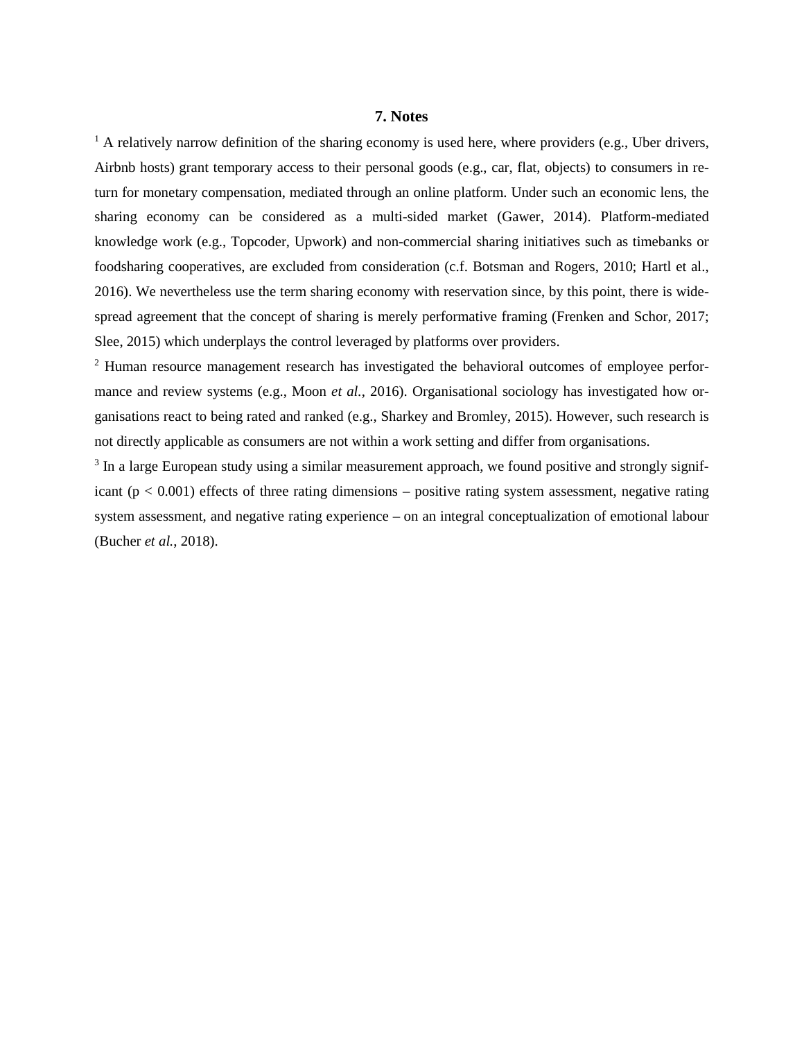## 7. Notes

[1] A relatively narrow definition of the sharing economy is used here, where providers (e.g., Uber drivers, Airbnb hosts) grant temporary access to their personal goods (e.g., car, flat, objects) to consumers in return for monetary compensation, mediated through an online platform. Under such an economic lens, the sharing economy can be considered as a multi-sided market (Gawer, 2014). Platform-mediated knowledge work (e.g., Topcoder, Upwork) and non-commercial sharing initiatives such as timebanks or foodsharing cooperatives, are excluded from consideration (c.f. Botsman and Rogers, 2010; Hartl et al., 2016). We nevertheless use the term sharing economy with reservation since, by this point, there is widespread agreement that the concept of sharing is merely performative framing (Frenken and Schor, 2017; Slee, 2015) which underplays the control leveraged by platforms over providers.

[2] Human resource management research has investigated the behavioral outcomes of employee performance and review systems (e.g., Moon *et al.*, 2016). Organisational sociology has investigated how organisations react to being rated and ranked (e.g., Sharkey and Bromley, 2015). However, such research is not directly applicable as consumers are not within a work setting and differ from organisations.

[3] In a large European study using a similar measurement approach, we found positive and strongly significant ($p < 0.001$) effects of three rating dimensions – positive rating system assessment, negative rating system assessment, and negative rating experience – on an integral conceptualization of emotional labour (Bucher *et al.*, 2018).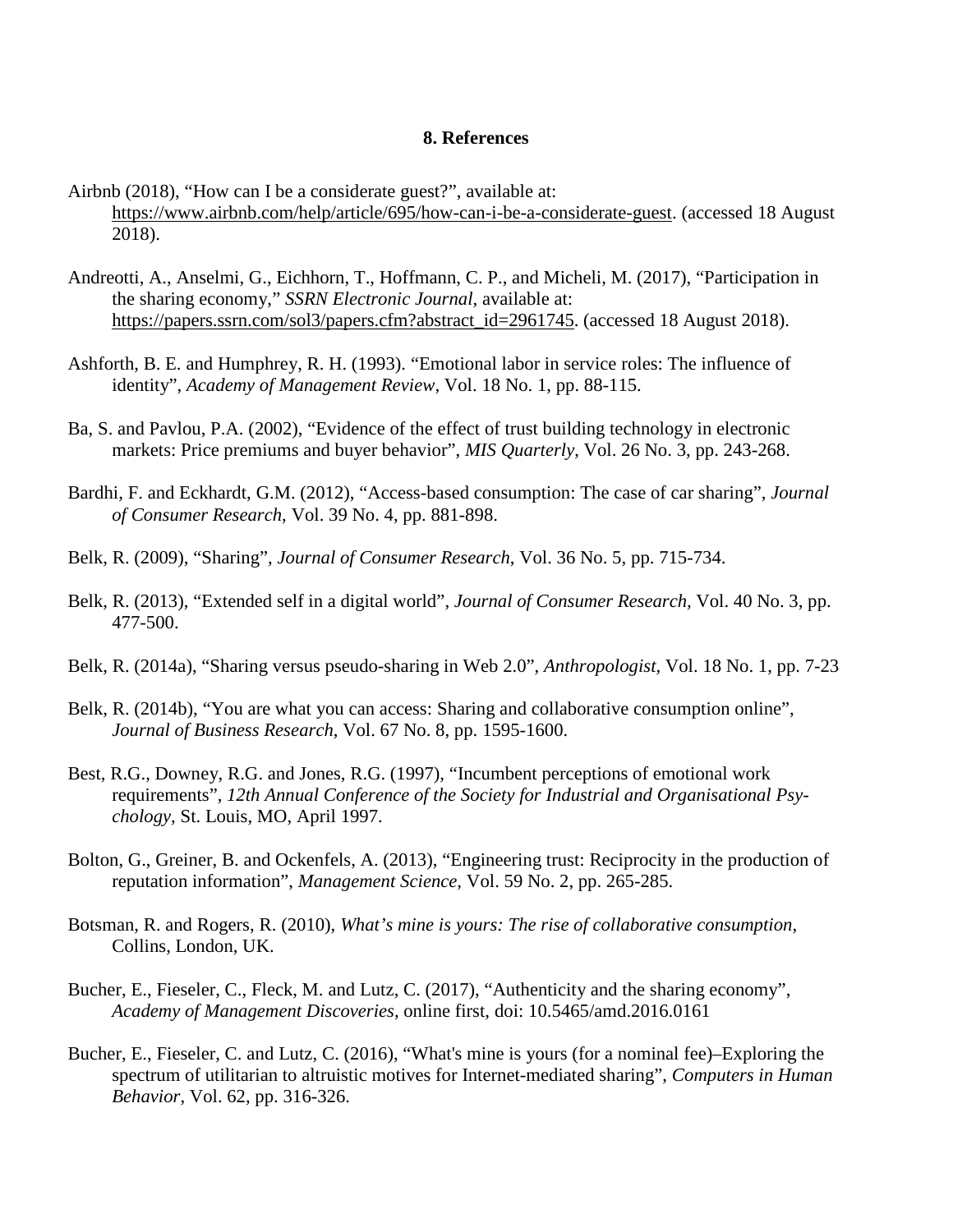## 8. References

Airbnb (2018), “How can I be a considerate guest?”, available at: https://www.airbnb.com/help/article/695/how-can-i-be-a-considerate-guest. (accessed 18 August 2018).

Andreotti, A., Anselmi, G., Eichhorn, T., Hoffmann, C. P., and Micheli, M. (2017), “Participation in the sharing economy,” *SSRN Electronic Journal*, available at: https://papers.ssrn.com/sol3/papers.cfm?abstract_id=2961745. (accessed 18 August 2018).

Ashforth, B. E. and Humphrey, R. H. (1993). “Emotional labor in service roles: The influence of identity”, *Academy of Management Review*, Vol. 18 No. 1, pp. 88-115.

Ba, S. and Pavlou, P.A. (2002), “Evidence of the effect of trust building technology in electronic markets: Price premiums and buyer behavior”, *MIS Quarterly*, Vol. 26 No. 3, pp. 243-268.

Bardhi, F. and Eckhardt, G.M. (2012), “Access-based consumption: The case of car sharing”, *Journal of Consumer Research*, Vol. 39 No. 4, pp. 881-898.

Belk, R. (2009), “Sharing”, *Journal of Consumer Research*, Vol. 36 No. 5, pp. 715-734.

Belk, R. (2013), “Extended self in a digital world”, *Journal of Consumer Research*, Vol. 40 No. 3, pp. 477-500.

Belk, R. (2014a), “Sharing versus pseudo-sharing in Web 2.0”, *Anthropologist*, Vol. 18 No. 1, pp. 7-23

Belk, R. (2014b), “You are what you can access: Sharing and collaborative consumption online”, *Journal of Business Research*, Vol. 67 No. 8, pp. 1595-1600.

Best, R.G., Downey, R.G. and Jones, R.G. (1997), “Incumbent perceptions of emotional work requirements”, *12th Annual Conference of the Society for Industrial and Organisational Psychology*, St. Louis, MO, April 1997.

Bolton, G., Greiner, B. and Ockenfels, A. (2013), “Engineering trust: Reciprocity in the production of reputation information”, *Management Science*, Vol. 59 No. 2, pp. 265-285.

Botsman, R. and Rogers, R. (2010), *What’s mine is yours: The rise of collaborative consumption*, Collins, London, UK.

Bucher, E., Fieseler, C., Fleck, M. and Lutz, C. (2017), “Authenticity and the sharing economy”, *Academy of Management Discoveries*, online first, doi: 10.5465/amd.2016.0161

Bucher, E., Fieseler, C. and Lutz, C. (2016), “What's mine is yours (for a nominal fee)–Exploring the spectrum of utilitarian to altruistic motives for Internet-mediated sharing”, *Computers in Human Behavior*, Vol. 62, pp. 316-326.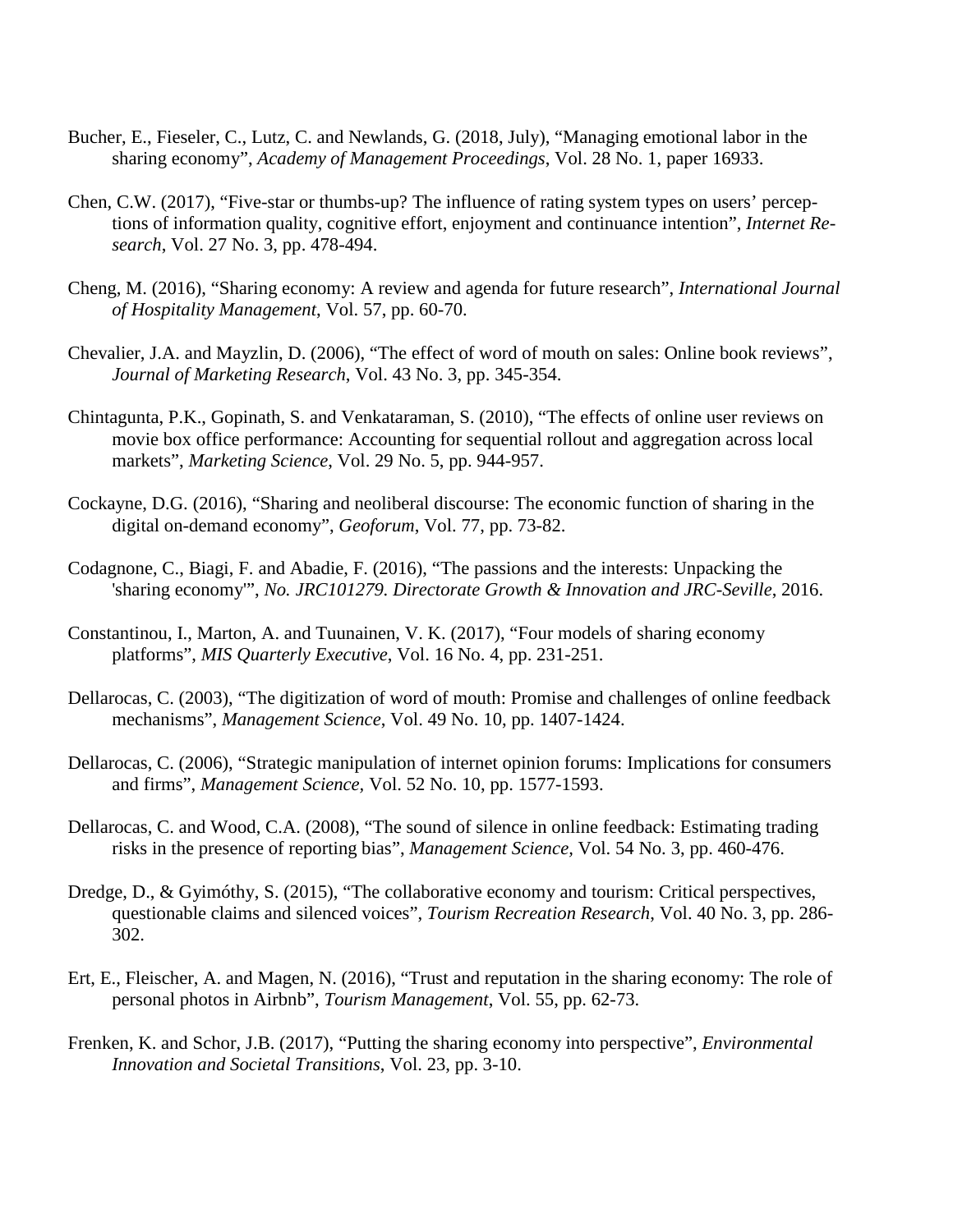Bucher, E., Fieseler, C., Lutz, C. and Newlands, G. (2018, July), "Managing emotional labor in the sharing economy", *Academy of Management Proceedings*, Vol. 28 No. 1, paper 16933.

Chen, C.W. (2017), "Five-star or thumbs-up? The influence of rating system types on users' perceptions of information quality, cognitive effort, enjoyment and continuance intention", *Internet Research*, Vol. 27 No. 3, pp. 478-494.

Cheng, M. (2016), "Sharing economy: A review and agenda for future research", *International Journal of Hospitality Management*, Vol. 57, pp. 60-70.

Chevalier, J.A. and Mayzlin, D. (2006), "The effect of word of mouth on sales: Online book reviews", *Journal of Marketing Research*, Vol. 43 No. 3, pp. 345-354.

Chintagunta, P.K., Gopinath, S. and Venkataraman, S. (2010), "The effects of online user reviews on movie box office performance: Accounting for sequential rollout and aggregation across local markets", *Marketing Science*, Vol. 29 No. 5, pp. 944-957.

Cockayne, D.G. (2016), "Sharing and neoliberal discourse: The economic function of sharing in the digital on-demand economy", *Geoforum*, Vol. 77, pp. 73-82.

Codagnone, C., Biagi, F. and Abadie, F. (2016), "The passions and the interests: Unpacking the 'sharing economy'", *No. JRC101279. Directorate Growth & Innovation and JRC-Seville*, 2016.

Constantinou, I., Marton, A. and Tuunainen, V. K. (2017), "Four models of sharing economy platforms", *MIS Quarterly Executive*, Vol. 16 No. 4, pp. 231-251.

Dellarocas, C. (2003), "The digitization of word of mouth: Promise and challenges of online feedback mechanisms", *Management Science*, Vol. 49 No. 10, pp. 1407-1424.

Dellarocas, C. (2006), "Strategic manipulation of internet opinion forums: Implications for consumers and firms", *Management Science,* Vol. 52 No. 10, pp. 1577-1593.

Dellarocas, C. and Wood, C.A. (2008), "The sound of silence in online feedback: Estimating trading risks in the presence of reporting bias", *Management Science,* Vol. 54 No. 3, pp. 460-476.

Dredge, D., & Gyimóthy, S. (2015), "The collaborative economy and tourism: Critical perspectives, questionable claims and silenced voices", *Tourism Recreation Research,* Vol. 40 No. 3, pp. 286-302.

Ert, E., Fleischer, A. and Magen, N. (2016), "Trust and reputation in the sharing economy: The role of personal photos in Airbnb", *Tourism Management*, Vol. 55, pp. 62-73.

Frenken, K. and Schor, J.B. (2017), "Putting the sharing economy into perspective", *Environmental Innovation and Societal Transitions*, Vol. 23, pp. 3-10.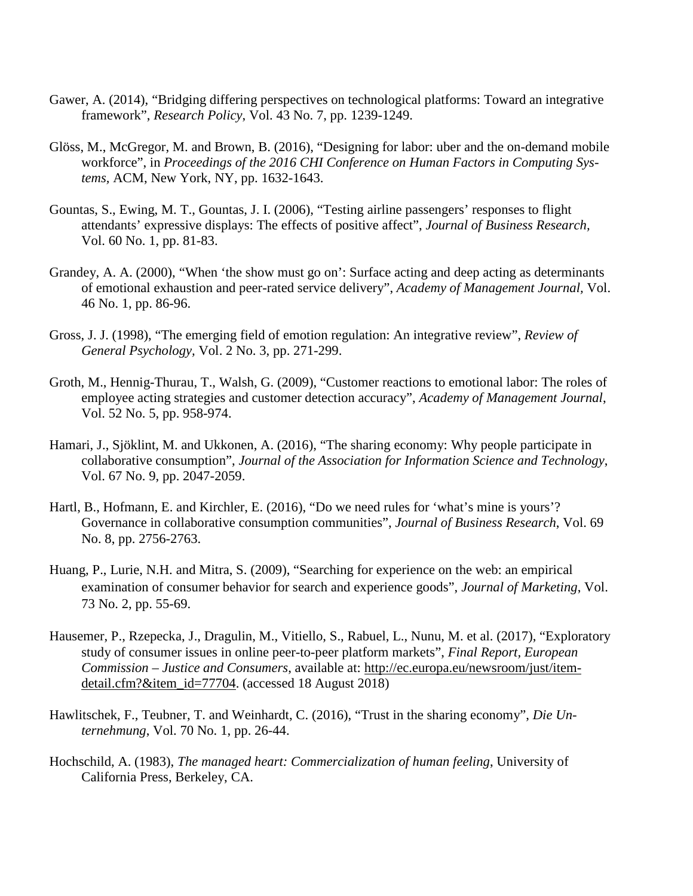Gawer, A. (2014), “Bridging differing perspectives on technological platforms: Toward an integrative framework”, *Research Policy*, Vol. 43 No. 7, pp. 1239-1249.

Glöss, M., McGregor, M. and Brown, B. (2016), “Designing for labor: uber and the on-demand mobile workforce”, in *Proceedings of the 2016 CHI Conference on Human Factors in Computing Systems*, ACM, New York, NY, pp. 1632-1643.

Gountas, S., Ewing, M. T., Gountas, J. I. (2006), “Testing airline passengers’ responses to flight attendants’ expressive displays: The effects of positive affect”, *Journal of Business Research,* Vol. 60 No. 1, pp. 81-83.

Grandey, A. A. (2000), “When ‘the show must go on’: Surface acting and deep acting as determinants of emotional exhaustion and peer-rated service delivery”, *Academy of Management Journal*, Vol. 46 No. 1, pp. 86-96.

Gross, J. J. (1998), “The emerging field of emotion regulation: An integrative review”, *Review of General Psychology,* Vol. 2 No. 3, pp. 271-299.

Groth, M., Hennig-Thurau, T., Walsh, G. (2009), “Customer reactions to emotional labor: The roles of employee acting strategies and customer detection accuracy”, *Academy of Management Journal*, Vol. 52 No. 5, pp. 958-974.

Hamari, J., Sjöklint, M. and Ukkonen, A. (2016), “The sharing economy: Why people participate in collaborative consumption”, *Journal of the Association for Information Science and Technology*, Vol. 67 No. 9, pp. 2047-2059.

Hartl, B., Hofmann, E. and Kirchler, E. (2016), “Do we need rules for ‘what’s mine is yours’? Governance in collaborative consumption communities”, *Journal of Business Research*, Vol. 69 No. 8, pp. 2756-2763.

Huang, P., Lurie, N.H. and Mitra, S. (2009), “Searching for experience on the web: an empirical examination of consumer behavior for search and experience goods”, *Journal of Marketing*, Vol. 73 No. 2, pp. 55-69.

Hausemer, P., Rzepecka, J., Dragulin, M., Vitiello, S., Rabuel, L., Nunu, M. et al. (2017), “Exploratory study of consumer issues in online peer-to-peer platform markets”, *Final Report, European Commission – Justice and Consumers*, available at: http://ec.europa.eu/newsroom/just/item-detail.cfm?&item_id=77704. (accessed 18 August 2018)

Hawlitschek, F., Teubner, T. and Weinhardt, C. (2016), “Trust in the sharing economy”, *Die Unternehmung*, Vol. 70 No. 1, pp. 26-44.

Hochschild, A. (1983), *The managed heart: Commercialization of human feeling*, University of California Press, Berkeley, CA.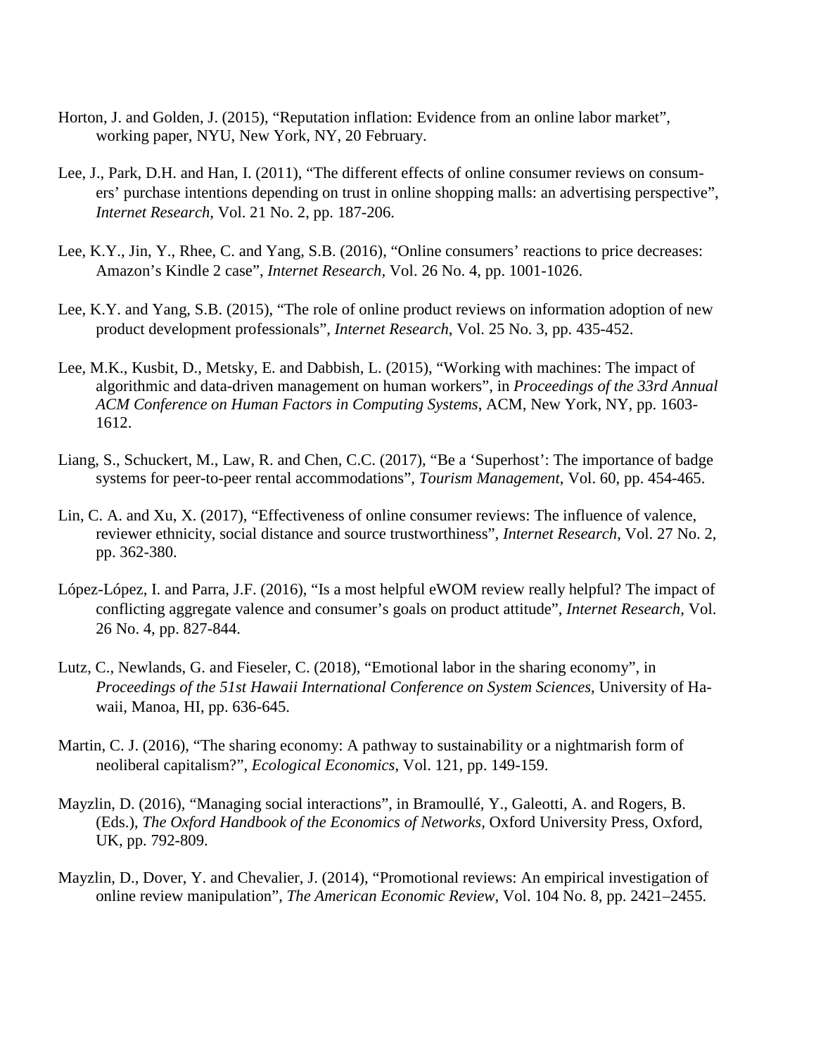Horton, J. and Golden, J. (2015), “Reputation inflation: Evidence from an online labor market”, working paper, NYU, New York, NY, 20 February.

Lee, J., Park, D.H. and Han, I. (2011), “The different effects of online consumer reviews on consumers’ purchase intentions depending on trust in online shopping malls: an advertising perspective”, *Internet Research*, Vol. 21 No. 2, pp. 187-206.

Lee, K.Y., Jin, Y., Rhee, C. and Yang, S.B. (2016), “Online consumers’ reactions to price decreases: Amazon’s Kindle 2 case”, *Internet Research*, Vol. 26 No. 4, pp. 1001-1026.

Lee, K.Y. and Yang, S.B. (2015), “The role of online product reviews on information adoption of new product development professionals”, *Internet Research*, Vol. 25 No. 3, pp. 435-452.

Lee, M.K., Kusbit, D., Metsky, E. and Dabbish, L. (2015), “Working with machines: The impact of algorithmic and data-driven management on human workers”, in *Proceedings of the 33rd Annual ACM Conference on Human Factors in Computing Systems*, ACM, New York, NY, pp. 1603-1612.

Liang, S., Schuckert, M., Law, R. and Chen, C.C. (2017), “Be a ‘Superhost’: The importance of badge systems for peer-to-peer rental accommodations”, *Tourism Management*, Vol. 60, pp. 454-465.

Lin, C. A. and Xu, X. (2017), “Effectiveness of online consumer reviews: The influence of valence, reviewer ethnicity, social distance and source trustworthiness”, *Internet Research*, Vol. 27 No. 2, pp. 362-380.

López-López, I. and Parra, J.F. (2016), “Is a most helpful eWOM review really helpful? The impact of conflicting aggregate valence and consumer’s goals on product attitude”, *Internet Research*, Vol. 26 No. 4, pp. 827-844.

Lutz, C., Newlands, G. and Fieseler, C. (2018), “Emotional labor in the sharing economy”, in *Proceedings of the 51st Hawaii International Conference on System Sciences*, University of Hawaii, Manoa, HI, pp. 636-645.

Martin, C. J. (2016), “The sharing economy: A pathway to sustainability or a nightmarish form of neoliberal capitalism?”, *Ecological Economics*, Vol. 121, pp. 149-159.

Mayzlin, D. (2016), “Managing social interactions”, in Bramoullé, Y., Galeotti, A. and Rogers, B. (Eds.), *The Oxford Handbook of the Economics of Networks*, Oxford University Press, Oxford, UK, pp. 792-809.

Mayzlin, D., Dover, Y. and Chevalier, J. (2014), “Promotional reviews: An empirical investigation of online review manipulation”, *The American Economic Review*, Vol. 104 No. 8, pp. 2421–2455.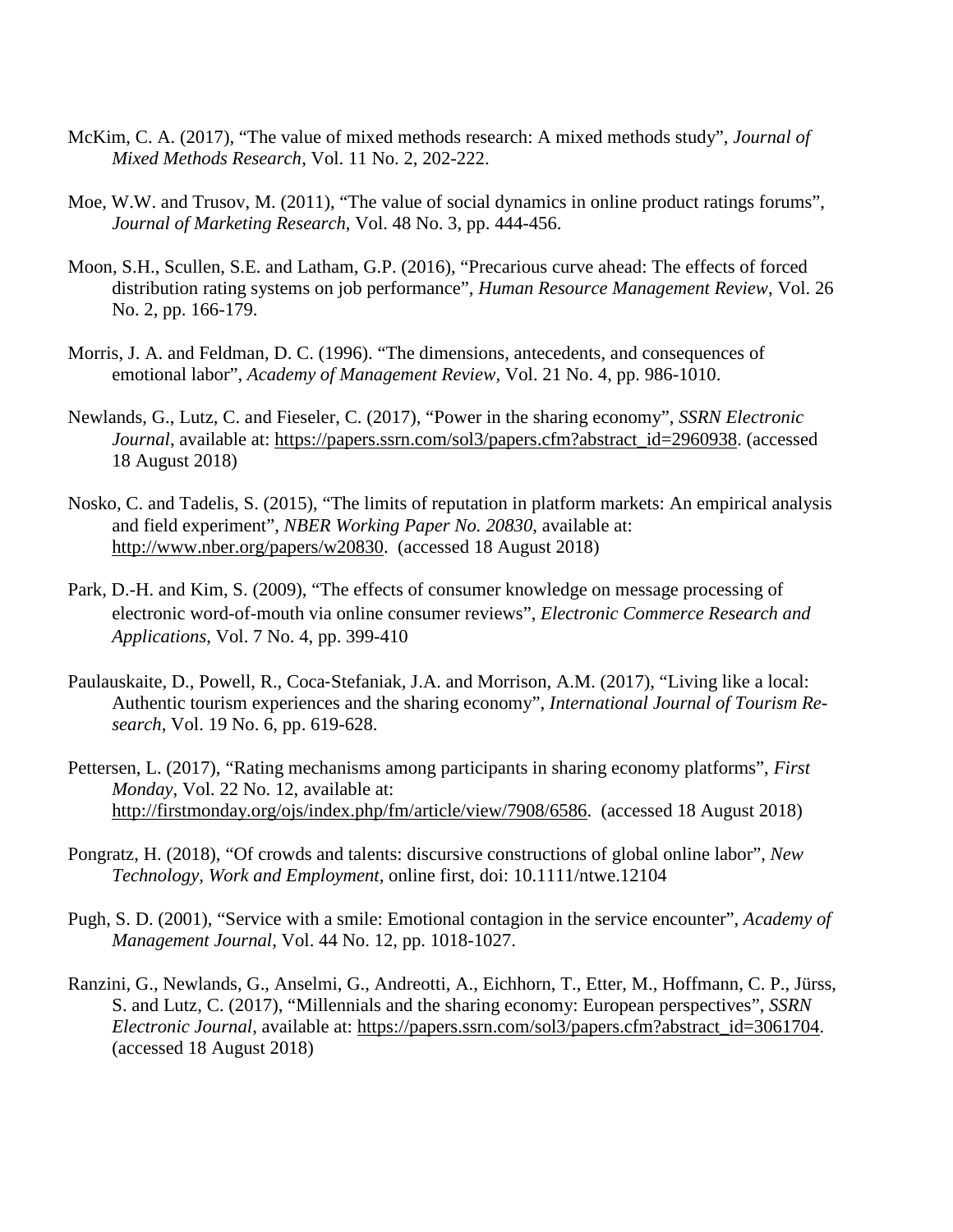McKim, C. A. (2017), "The value of mixed methods research: A mixed methods study", *Journal of Mixed Methods Research*, Vol. 11 No. 2, 202-222.

Moe, W.W. and Trusov, M. (2011), "The value of social dynamics in online product ratings forums", *Journal of Marketing Research*, Vol. 48 No. 3, pp. 444-456.

Moon, S.H., Scullen, S.E. and Latham, G.P. (2016), "Precarious curve ahead: The effects of forced distribution rating systems on job performance", *Human Resource Management Review*, Vol. 26 No. 2, pp. 166-179.

Morris, J. A. and Feldman, D. C. (1996). "The dimensions, antecedents, and consequences of emotional labor", *Academy of Management Review*, Vol. 21 No. 4, pp. 986-1010.

Newlands, G., Lutz, C. and Fieseler, C. (2017), "Power in the sharing economy", *SSRN Electronic Journal*, available at: https://papers.ssrn.com/sol3/papers.cfm?abstract_id=2960938. (accessed 18 August 2018)

Nosko, C. and Tadelis, S. (2015), "The limits of reputation in platform markets: An empirical analysis and field experiment", *NBER Working Paper No. 20830*, available at: http://www.nber.org/papers/w20830. (accessed 18 August 2018)

Park, D.-H. and Kim, S. (2009), "The effects of consumer knowledge on message processing of electronic word-of-mouth via online consumer reviews", *Electronic Commerce Research and Applications*, Vol. 7 No. 4, pp. 399-410

Paulauskaite, D., Powell, R., Coca-Stefaniak, J.A. and Morrison, A.M. (2017), "Living like a local: Authentic tourism experiences and the sharing economy", *International Journal of Tourism Research*, Vol. 19 No. 6, pp. 619-628.

Pettersen, L. (2017), "Rating mechanisms among participants in sharing economy platforms", *First Monday*, Vol. 22 No. 12, available at: http://firstmonday.org/ojs/index.php/fm/article/view/7908/6586. (accessed 18 August 2018)

Pongratz, H. (2018), "Of crowds and talents: discursive constructions of global online labor", *New Technology, Work and Employment*, online first, doi: 10.1111/ntwe.12104

Pugh, S. D. (2001), "Service with a smile: Emotional contagion in the service encounter", *Academy of Management Journal*, Vol. 44 No. 12, pp. 1018-1027.

Ranzini, G., Newlands, G., Anselmi, G., Andreotti, A., Eichhorn, T., Etter, M., Hoffmann, C. P., Jürss, S. and Lutz, C. (2017), "Millennials and the sharing economy: European perspectives", *SSRN Electronic Journal*, available at: https://papers.ssrn.com/sol3/papers.cfm?abstract_id=3061704. (accessed 18 August 2018)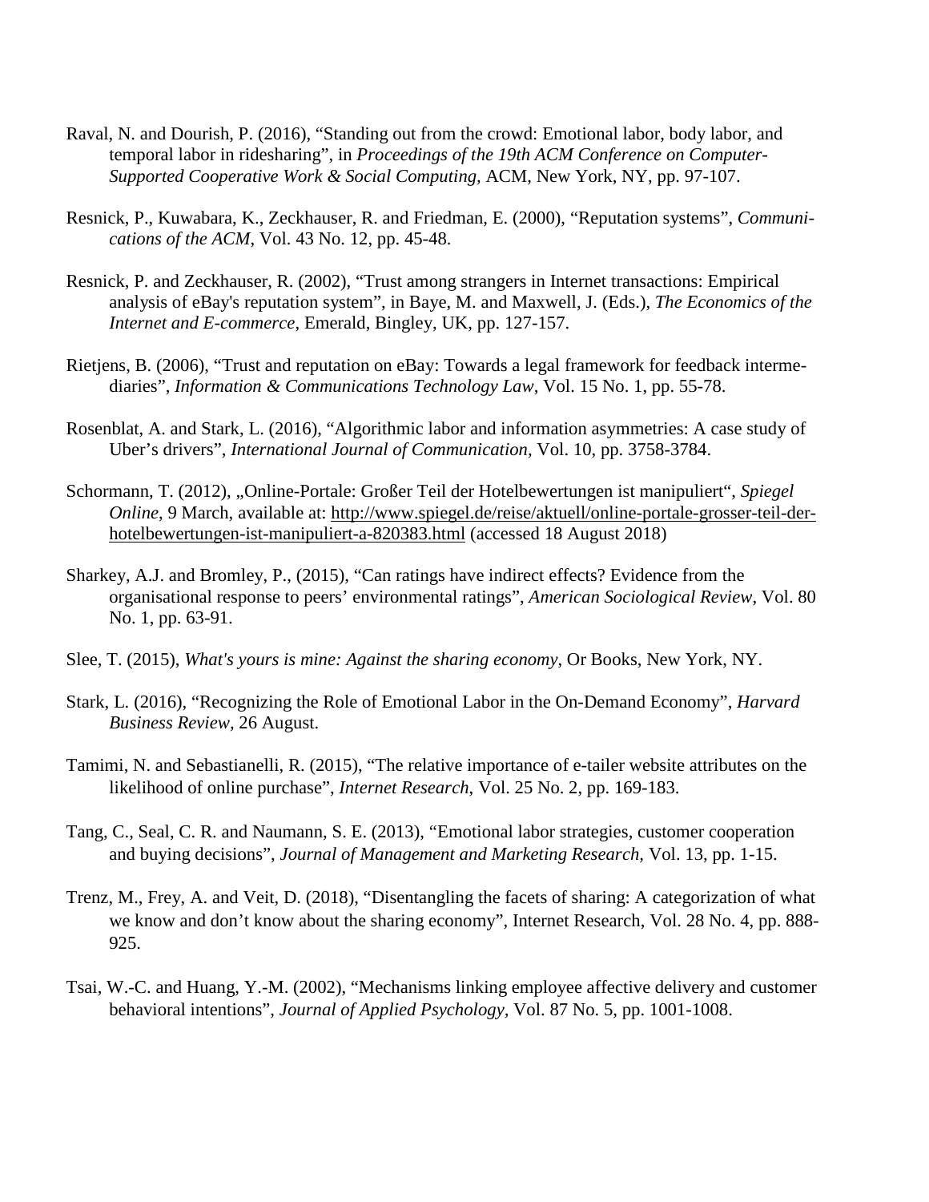Raval, N. and Dourish, P. (2016), "Standing out from the crowd: Emotional labor, body labor, and temporal labor in ridesharing", in *Proceedings of the 19th ACM Conference on Computer-Supported Cooperative Work & Social Computing*, ACM, New York, NY, pp. 97-107.

Resnick, P., Kuwabara, K., Zeckhauser, R. and Friedman, E. (2000), "Reputation systems", *Communications of the ACM*, Vol. 43 No. 12, pp. 45-48.

Resnick, P. and Zeckhauser, R. (2002), "Trust among strangers in Internet transactions: Empirical analysis of eBay's reputation system", in Baye, M. and Maxwell, J. (Eds.), *The Economics of the Internet and E-commerce*, Emerald, Bingley, UK, pp. 127-157.

Rietjens, B. (2006), "Trust and reputation on eBay: Towards a legal framework for feedback intermediaries", *Information & Communications Technology Law*, Vol. 15 No. 1, pp. 55-78.

Rosenblat, A. and Stark, L. (2016), "Algorithmic labor and information asymmetries: A case study of Uber's drivers", *International Journal of Communication,* Vol. 10, pp. 3758-3784.

Schormann, T. (2012), „Online-Portale: Großer Teil der Hotelbewertungen ist manipuliert", *Spiegel Online*, 9 March, available at: http://www.spiegel.de/reise/aktuell/online-portale-grosser-teil-der-hotelbewertungen-ist-manipuliert-a-820383.html (accessed 18 August 2018)

Sharkey, A.J. and Bromley, P., (2015), "Can ratings have indirect effects? Evidence from the organisational response to peers' environmental ratings", *American Sociological Review*, Vol. 80 No. 1, pp. 63-91.

Slee, T. (2015), *What's yours is mine: Against the sharing economy*, Or Books, New York, NY.

Stark, L. (2016), "Recognizing the Role of Emotional Labor in the On-Demand Economy", *Harvard Business Review,* 26 August.

Tamimi, N. and Sebastianelli, R. (2015), "The relative importance of e-tailer website attributes on the likelihood of online purchase", *Internet Research,* Vol. 25 No. 2, pp. 169-183.

Tang, C., Seal, C. R. and Naumann, S. E. (2013), "Emotional labor strategies, customer cooperation and buying decisions", *Journal of Management and Marketing Research,* Vol. 13, pp. 1-15.

Trenz, M., Frey, A. and Veit, D. (2018), "Disentangling the facets of sharing: A categorization of what we know and don't know about the sharing economy", Internet Research, Vol. 28 No. 4, pp. 888-925.

Tsai, W.-C. and Huang, Y.-M. (2002), "Mechanisms linking employee affective delivery and customer behavioral intentions", *Journal of Applied Psychology,* Vol. 87 No. 5, pp. 1001-1008.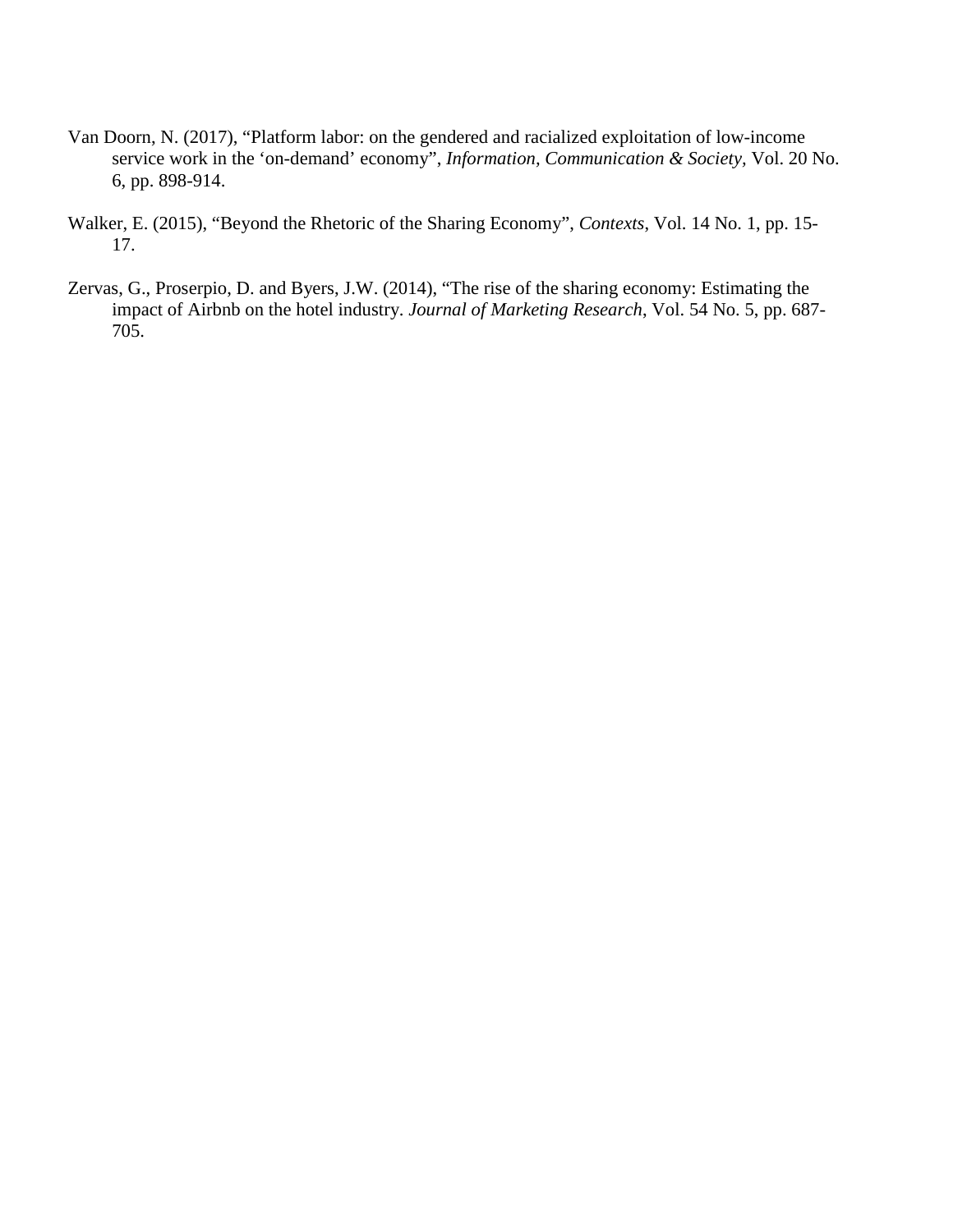Van Doorn, N. (2017), “Platform labor: on the gendered and racialized exploitation of low-income service work in the ‘on-demand’ economy”, *Information, Communication & Society,* Vol. 20 No. 6, pp. 898-914.

Walker, E. (2015), “Beyond the Rhetoric of the Sharing Economy”, *Contexts*, Vol. 14 No. 1, pp. 15-17.

Zervas, G., Proserpio, D. and Byers, J.W. (2014), “The rise of the sharing economy: Estimating the impact of Airbnb on the hotel industry. *Journal of Marketing Research*, Vol. 54 No. 5, pp. 687-705.